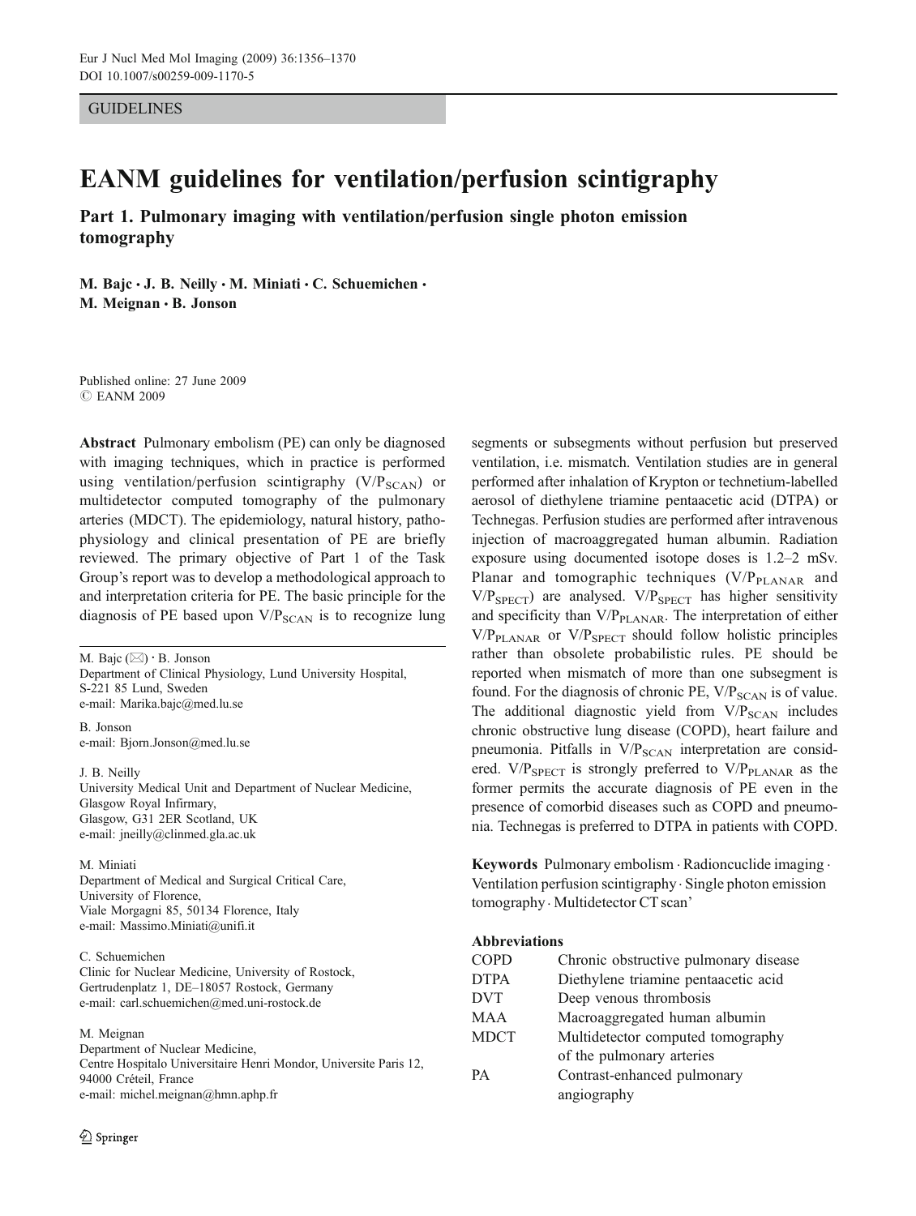GUIDELINES

# EANM guidelines for ventilation/perfusion scintigraphy

## Part 1. Pulmonary imaging with ventilation/perfusion single photon emission tomography

**M. Bajc · J. B. Neilly · M. Miniati · C. Schuemichen · M. Meignan · B. Jonson**

Published online: 27 June 2009
© EANM 2009

**Abstract** Pulmonary embolism (PE) can only be diagnosed with imaging techniques, which in practice is performed using ventilation/perfusion scintigraphy ($V/P_{SCAN}$) or multidetector computed tomography of the pulmonary arteries (MDCT). The epidemiology, natural history, pathophysiology and clinical presentation of PE are briefly reviewed. The primary objective of Part 1 of the Task Group's report was to develop a methodological approach to and interpretation criteria for PE. The basic principle for the diagnosis of PE based upon $V/P_{SCAN}$ is to recognize lung segments or subsegments without perfusion but preserved ventilation, i.e. mismatch. Ventilation studies are in general performed after inhalation of Krypton or technetium-labelled aerosol of diethylene triamine pentaacetic acid (DTPA) or Technegas. Perfusion studies are performed after intravenous injection of macroaggregated human albumin. Radiation exposure using documented isotope doses is 1.2–2 mSv. Planar and tomographic techniques ($V/P_{PLANAR}$ and $V/P_{SPECT}$) are analysed. $V/P_{SPECT}$ has higher sensitivity and specificity than $V/P_{PLANAR}$. The interpretation of either $V/P_{PLANAR}$ or $V/P_{SPECT}$ should follow holistic principles rather than obsolete probabilistic rules. PE should be reported when mismatch of more than one subsegment is found. For the diagnosis of chronic PE, $V/P_{SCAN}$ is of value. The additional diagnostic yield from $V/P_{SCAN}$ includes chronic obstructive lung disease (COPD), heart failure and pneumonia. Pitfalls in $V/P_{SCAN}$ interpretation are considered. $V/P_{SPECT}$ is strongly preferred to $V/P_{PLANAR}$ as the former permits the accurate diagnosis of PE even in the presence of comorbid diseases such as COPD and pneumonia. Technegas is preferred to DTPA in patients with COPD.

**Keywords** Pulmonary embolism · Radioncuclide imaging · Ventilation perfusion scintigraphy · Single photon emission tomography · Multidetector CT scan'

M. Bajc (✉) · B. Jonson
Department of Clinical Physiology, Lund University Hospital, S-221 85 Lund, Sweden
e-mail: Marika.bajc@med.lu.se

B. Jonson
e-mail: Bjorn.Jonson@med.lu.se

J. B. Neilly
University Medical Unit and Department of Nuclear Medicine, Glasgow Royal Infirmary, Glasgow, G31 2ER Scotland, UK
e-mail: jneilly@clinmed.gla.ac.uk

M. Miniati
Department of Medical and Surgical Critical Care, University of Florence, Viale Morgagni 85, 50134 Florence, Italy
e-mail: Massimo.Miniati@unifi.it

C. Schuemichen
Clinic for Nuclear Medicine, University of Rostock, Gertrudenplatz 1, DE–18057 Rostock, Germany
e-mail: carl.schuemichen@med.uni-rostock.de

M. Meignan
Department of Nuclear Medicine, Centre Hospitalo Universitaire Henri Mondor, Universite Paris 12, 94000 Créteil, France
e-mail: michel.meignan@hmn.aphp.fr

**Abbreviations**

| | |
|---|---|
| COPD | Chronic obstructive pulmonary disease |
| DTPA | Diethylene triamine pentaacetic acid |
| DVT | Deep venous thrombosis |
| MAA | Macroaggregated human albumin |
| MDCT | Multidetector computed tomography of the pulmonary arteries |
| PA | Contrast-enhanced pulmonary angiography |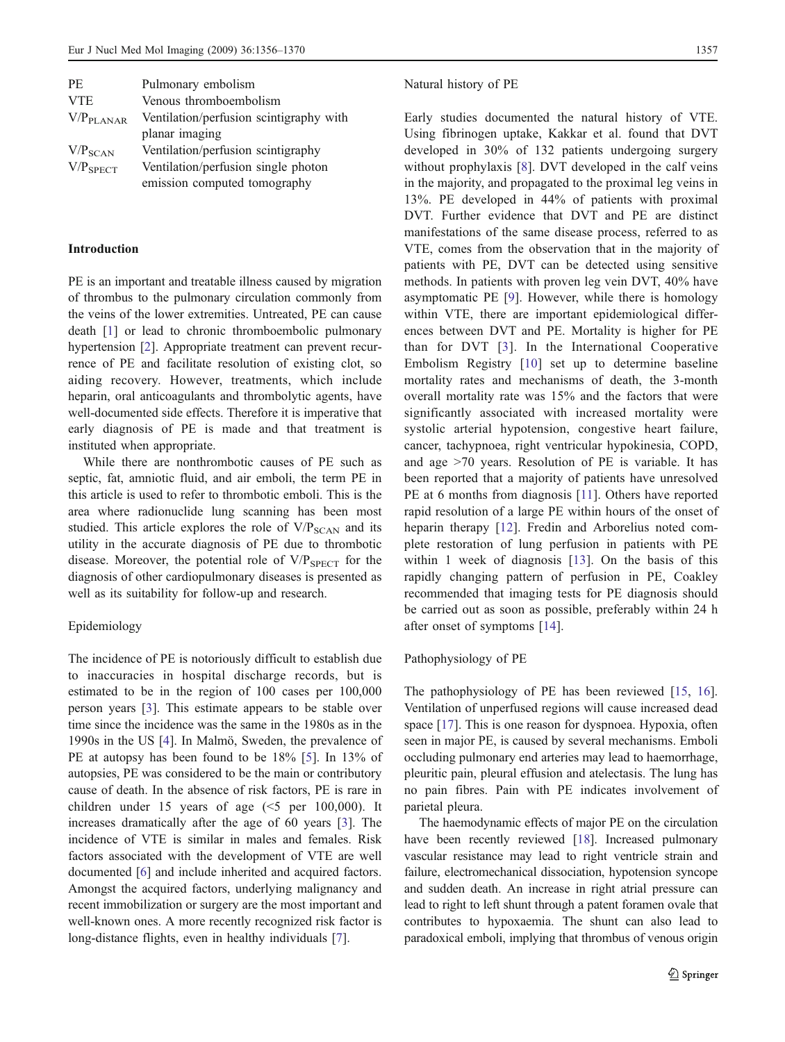| | |
|---|---|
| PE | Pulmonary embolism |
| VTE | Venous thromboembolism |
| $V/P_{PLANAR}$ | Ventilation/perfusion scintigraphy with planar imaging |
| $V/P_{SCAN}$ | Ventilation/perfusion scintigraphy |
| $V/P_{SPECT}$ | Ventilation/perfusion single photon emission computed tomography |

## Introduction

PE is an important and treatable illness caused by migration of thrombus to the pulmonary circulation commonly from the veins of the lower extremities. Untreated, PE can cause death [1] or lead to chronic thromboembolic pulmonary hypertension [2]. Appropriate treatment can prevent recurrence of PE and facilitate resolution of existing clot, so aiding recovery. However, treatments, which include heparin, oral anticoagulants and thrombolytic agents, have well-documented side effects. Therefore it is imperative that early diagnosis of PE is made and that treatment is instituted when appropriate.

While there are nonthrombotic causes of PE such as septic, fat, amniotic fluid, and air emboli, the term PE in this article is used to refer to thrombotic emboli. This is the area where radionuclide lung scanning has been most studied. This article explores the role of $V/P_{SCAN}$ and its utility in the accurate diagnosis of PE due to thrombotic disease. Moreover, the potential role of $V/P_{SPECT}$ for the diagnosis of other cardiopulmonary diseases is presented as well as its suitability for follow-up and research.

### Epidemiology

The incidence of PE is notoriously difficult to establish due to inaccuracies in hospital discharge records, but is estimated to be in the region of 100 cases per 100,000 person years [3]. This estimate appears to be stable over time since the incidence was the same in the 1980s as in the 1990s in the US [4]. In Malmö, Sweden, the prevalence of PE at autopsy has been found to be 18% [5]. In 13% of autopsies, PE was considered to be the main or contributory cause of death. In the absence of risk factors, PE is rare in children under 15 years of age (<5 per 100,000). It increases dramatically after the age of 60 years [3]. The incidence of VTE is similar in males and females. Risk factors associated with the development of VTE are well documented [6] and include inherited and acquired factors. Amongst the acquired factors, underlying malignancy and recent immobilization or surgery are the most important and well-known ones. A more recently recognized risk factor is long-distance flights, even in healthy individuals [7].

### Natural history of PE

Early studies documented the natural history of VTE. Using fibrinogen uptake, Kakkar et al. found that DVT developed in 30% of 132 patients undergoing surgery without prophylaxis [8]. DVT developed in the calf veins in the majority, and propagated to the proximal leg veins in 13%. PE developed in 44% of patients with proximal DVT. Further evidence that DVT and PE are distinct manifestations of the same disease process, referred to as VTE, comes from the observation that in the majority of patients with PE, DVT can be detected using sensitive methods. In patients with proven leg vein DVT, 40% have asymptomatic PE [9]. However, while there is homology within VTE, there are important epidemiological differences between DVT and PE. Mortality is higher for PE than for DVT [3]. In the International Cooperative Embolism Registry [10] set up to determine baseline mortality rates and mechanisms of death, the 3-month overall mortality rate was 15% and the factors that were significantly associated with increased mortality were systolic arterial hypotension, congestive heart failure, cancer, tachypnoea, right ventricular hypokinesia, COPD, and age >70 years. Resolution of PE is variable. It has been reported that a majority of patients have unresolved PE at 6 months from diagnosis [11]. Others have reported rapid resolution of a large PE within hours of the onset of heparin therapy [12]. Fredin and Arborelius noted complete restoration of lung perfusion in patients with PE within 1 week of diagnosis [13]. On the basis of this rapidly changing pattern of perfusion in PE, Coakley recommended that imaging tests for PE diagnosis should be carried out as soon as possible, preferably within 24 h after onset of symptoms [14].

### Pathophysiology of PE

The pathophysiology of PE has been reviewed [15, 16]. Ventilation of unperfused regions will cause increased dead space [17]. This is one reason for dyspnoea. Hypoxia, often seen in major PE, is caused by several mechanisms. Emboli occluding pulmonary end arteries may lead to haemorrhage, pleuritic pain, pleural effusion and atelectasis. The lung has no pain fibres. Pain with PE indicates involvement of parietal pleura.

The haemodynamic effects of major PE on the circulation have been recently reviewed [18]. Increased pulmonary vascular resistance may lead to right ventricle strain and failure, electromechanical dissociation, hypotension syncope and sudden death. An increase in right atrial pressure can lead to right to left shunt through a patent foramen ovale that contributes to hypoxaemia. The shunt can also lead to paradoxical emboli, implying that thrombus of venous origin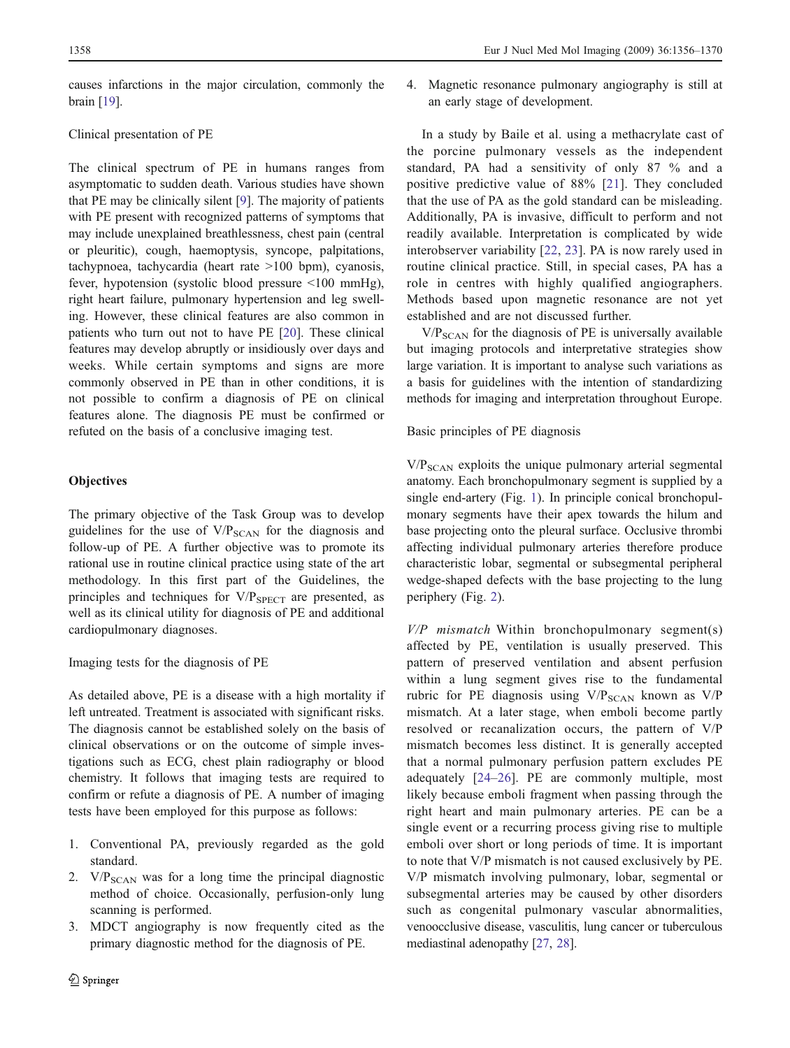causes infarctions in the major circulation, commonly the brain [19].

### Clinical presentation of PE

The clinical spectrum of PE in humans ranges from asymptomatic to sudden death. Various studies have shown that PE may be clinically silent [9]. The majority of patients with PE present with recognized patterns of symptoms that may include unexplained breathlessness, chest pain (central or pleuritic), cough, haemoptysis, syncope, palpitations, tachypnoea, tachycardia (heart rate >100 bpm), cyanosis, fever, hypotension (systolic blood pressure <100 mmHg), right heart failure, pulmonary hypertension and leg swelling. However, these clinical features are also common in patients who turn out not to have PE [20]. These clinical features may develop abruptly or insidiously over days and weeks. While certain symptoms and signs are more commonly observed in PE than in other conditions, it is not possible to confirm a diagnosis of PE on clinical features alone. The diagnosis PE must be confirmed or refuted on the basis of a conclusive imaging test.

## Objectives

The primary objective of the Task Group was to develop guidelines for the use of $V/P_{SCAN}$ for the diagnosis and follow-up of PE. A further objective was to promote its rational use in routine clinical practice using state of the art methodology. In this first part of the Guidelines, the principles and techniques for $V/P_{SPECT}$ are presented, as well as its clinical utility for diagnosis of PE and additional cardiopulmonary diagnoses.

### Imaging tests for the diagnosis of PE

As detailed above, PE is a disease with a high mortality if left untreated. Treatment is associated with significant risks. The diagnosis cannot be established solely on the basis of clinical observations or on the outcome of simple investigations such as ECG, chest plain radiography or blood chemistry. It follows that imaging tests are required to confirm or refute a diagnosis of PE. A number of imaging tests have been employed for this purpose as follows:

1. Conventional PA, previously regarded as the gold standard.
2. $V/P_{SCAN}$ was for a long time the principal diagnostic method of choice. Occasionally, perfusion-only lung scanning is performed.
3. MDCT angiography is now frequently cited as the primary diagnostic method for the diagnosis of PE.
4. Magnetic resonance pulmonary angiography is still at an early stage of development.

In a study by Baile et al. using a methacrylate cast of the porcine pulmonary vessels as the independent standard, PA had a sensitivity of only 87 % and a positive predictive value of 88% [21]. They concluded that the use of PA as the gold standard can be misleading. Additionally, PA is invasive, difficult to perform and not readily available. Interpretation is complicated by wide interobserver variability [22, 23]. PA is now rarely used in routine clinical practice. Still, in special cases, PA has a role in centres with highly qualified angiographers. Methods based upon magnetic resonance are not yet established and are not discussed further.

$V/P_{SCAN}$ for the diagnosis of PE is universally available but imaging protocols and interpretative strategies show large variation. It is important to analyse such variations as a basis for guidelines with the intention of standardizing methods for imaging and interpretation throughout Europe.

### Basic principles of PE diagnosis

$V/P_{SCAN}$ exploits the unique pulmonary arterial segmental anatomy. Each bronchopulmonary segment is supplied by a single end-artery (Fig. 1). In principle conical bronchopulmonary segments have their apex towards the hilum and base projecting onto the pleural surface. Occlusive thrombi affecting individual pulmonary arteries therefore produce characteristic lobar, segmental or subsegmental peripheral wedge-shaped defects with the base projecting to the lung periphery (Fig. 2).

*V/P mismatch* Within bronchopulmonary segment(s) affected by PE, ventilation is usually preserved. This pattern of preserved ventilation and absent perfusion within a lung segment gives rise to the fundamental rubric for PE diagnosis using $V/P_{SCAN}$ known as V/P mismatch. At a later stage, when emboli become partly resolved or recanalization occurs, the pattern of V/P mismatch becomes less distinct. It is generally accepted that a normal pulmonary perfusion pattern excludes PE adequately [24–26]. PE are commonly multiple, most likely because emboli fragment when passing through the right heart and main pulmonary arteries. PE can be a single event or a recurring process giving rise to multiple emboli over short or long periods of time. It is important to note that V/P mismatch is not caused exclusively by PE. V/P mismatch involving pulmonary, lobar, segmental or subsegmental arteries may be caused by other disorders such as congenital pulmonary vascular abnormalities, venoocclusive disease, vasculitis, lung cancer or tuberculous mediastinal adenopathy [27, 28].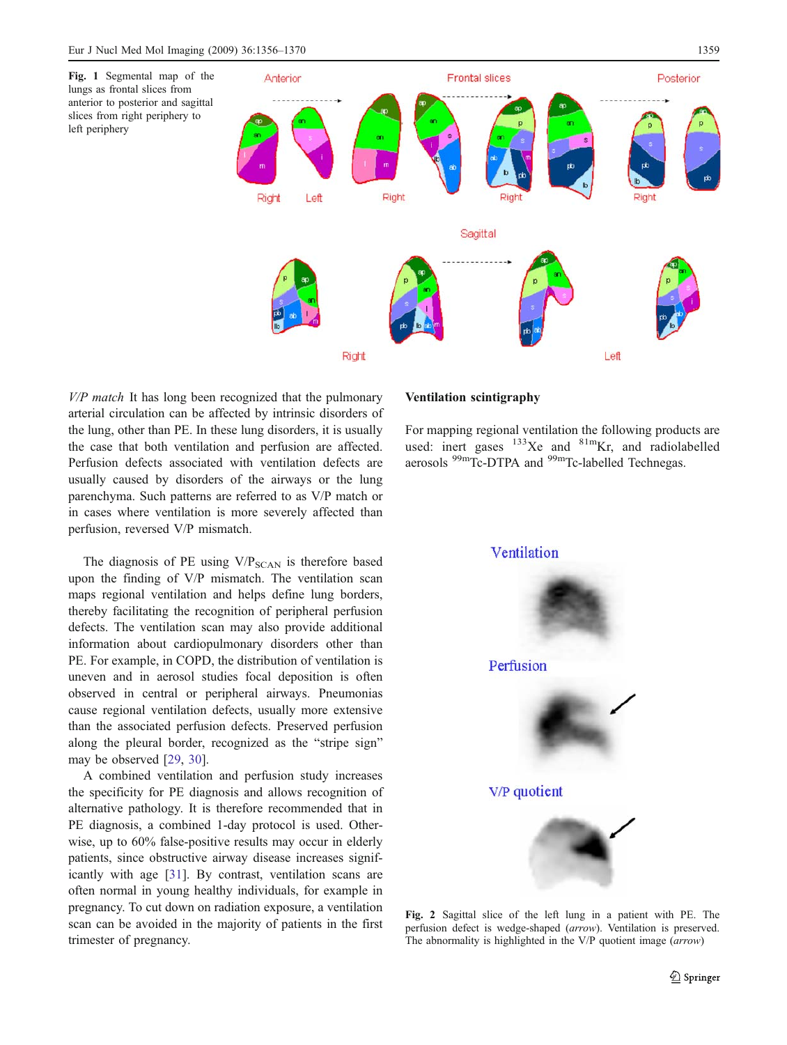**Fig. 1** Segmental map of the lungs as frontal slices from anterior to posterior and sagittal slices from right periphery to left periphery

*V/P match* It has long been recognized that the pulmonary arterial circulation can be affected by intrinsic disorders of the lung, other than PE. In these lung disorders, it is usually the case that both ventilation and perfusion are affected. Perfusion defects associated with ventilation defects are usually caused by disorders of the airways or the lung parenchyma. Such patterns are referred to as V/P match or in cases where ventilation is more severely affected than perfusion, reversed V/P mismatch.

The diagnosis of PE using $V/P_{SCAN}$ is therefore based upon the finding of V/P mismatch. The ventilation scan maps regional ventilation and helps define lung borders, thereby facilitating the recognition of peripheral perfusion defects. The ventilation scan may also provide additional information about cardiopulmonary disorders other than PE. For example, in COPD, the distribution of ventilation is uneven and in aerosol studies focal deposition is often observed in central or peripheral airways. Pneumonias cause regional ventilation defects, usually more extensive than the associated perfusion defects. Preserved perfusion along the pleural border, recognized as the "stripe sign" may be observed [29, 30].

A combined ventilation and perfusion study increases the specificity for PE diagnosis and allows recognition of alternative pathology. It is therefore recommended that in PE diagnosis, a combined 1-day protocol is used. Otherwise, up to 60% false-positive results may occur in elderly patients, since obstructive airway disease increases significantly with age [31]. By contrast, ventilation scans are often normal in young healthy individuals, for example in pregnancy. To cut down on radiation exposure, a ventilation scan can be avoided in the majority of patients in the first trimester of pregnancy.

### Ventilation scintigraphy

For mapping regional ventilation the following products are used: inert gases $^{133}$Xe and $^{81m}$Kr, and radiolabelled aerosols $^{99m}$Tc-DTPA and $^{99m}$Tc-labelled Technegas.

**Fig. 2** Sagittal slice of the left lung in a patient with PE. The perfusion defect is wedge-shaped (*arrow*). Ventilation is preserved. The abnormality is highlighted in the V/P quotient image (*arrow*)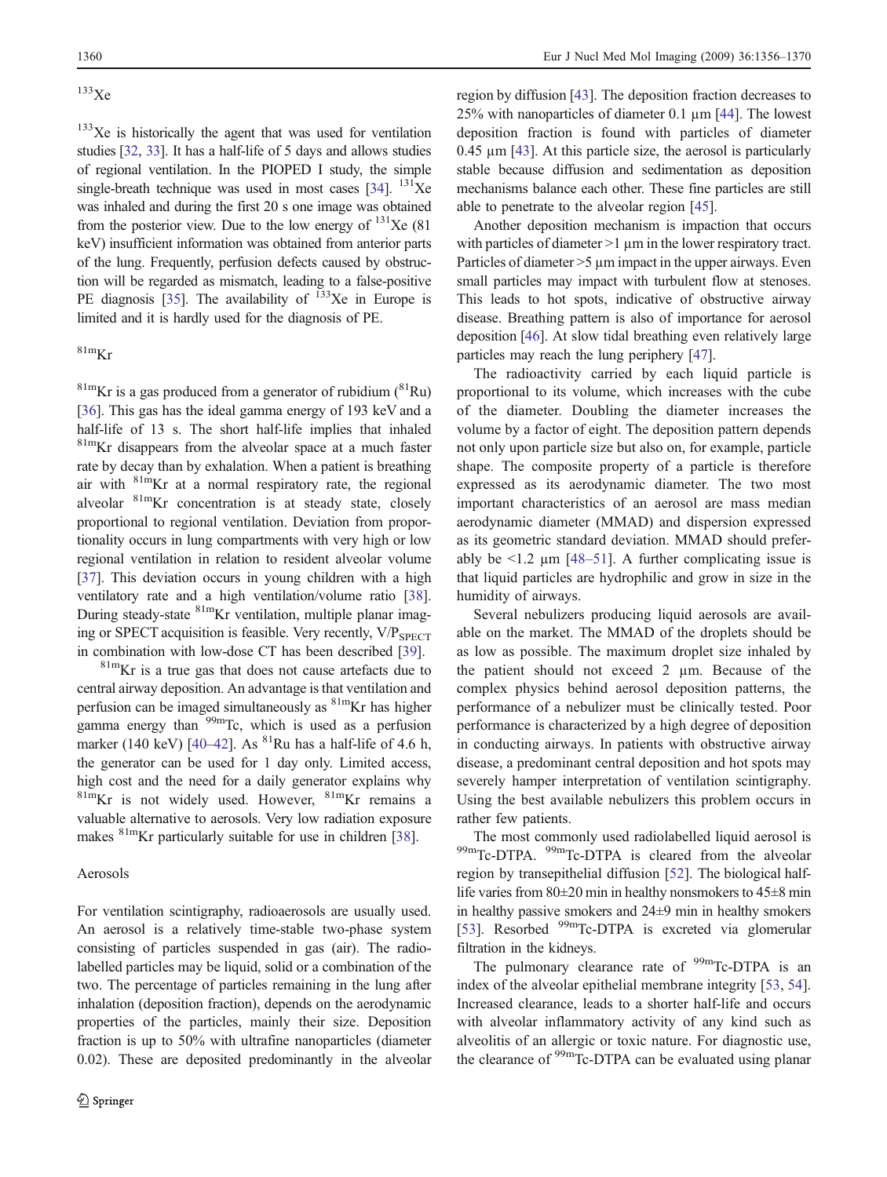### $^{133}$Xe

$^{133}$Xe is historically the agent that was used for ventilation studies [32, 33]. It has a half-life of 5 days and allows studies of regional ventilation. In the PIOPED I study, the simple single-breath technique was used in most cases [34]. $^{131}$Xe was inhaled and during the first 20 s one image was obtained from the posterior view. Due to the low energy of $^{131}$Xe (81 keV) insufficient information was obtained from anterior parts of the lung. Frequently, perfusion defects caused by obstruction will be regarded as mismatch, leading to a false-positive PE diagnosis [35]. The availability of $^{133}$Xe in Europe is limited and it is hardly used for the diagnosis of PE.

### $^{81m}$Kr

$^{81m}$Kr is a gas produced from a generator of rubidium ($^{81}$Ru) [36]. This gas has the ideal gamma energy of 193 keV and a half-life of 13 s. The short half-life implies that inhaled $^{81m}$Kr disappears from the alveolar space at a much faster rate by decay than by exhalation. When a patient is breathing air with $^{81m}$Kr at a normal respiratory rate, the regional alveolar $^{81m}$Kr concentration is at steady state, closely proportional to regional ventilation. Deviation from proportionality occurs in lung compartments with very high or low regional ventilation in relation to resident alveolar volume [37]. This deviation occurs in young children with a high ventilatory rate and a high ventilation/volume ratio [38]. During steady-state $^{81m}$Kr ventilation, multiple planar imaging or SPECT acquisition is feasible. Very recently, $V/P_{SPECT}$ in combination with low-dose CT has been described [39].

$^{81m}$Kr is a true gas that does not cause artefacts due to central airway deposition. An advantage is that ventilation and perfusion can be imaged simultaneously as $^{81m}$Kr has higher gamma energy than $^{99m}$Tc, which is used as a perfusion marker (140 keV) [40–42]. As $^{81}$Ru has a half-life of 4.6 h, the generator can be used for 1 day only. Limited access, high cost and the need for a daily generator explains why $^{81m}$Kr is not widely used. However, $^{81m}$Kr remains a valuable alternative to aerosols. Very low radiation exposure makes $^{81m}$Kr particularly suitable for use in children [38].

### Aerosols

For ventilation scintigraphy, radioaerosols are usually used. An aerosol is a relatively time-stable two-phase system consisting of particles suspended in gas (air). The radiolabelled particles may be liquid, solid or a combination of the two. The percentage of particles remaining in the lung after inhalation (deposition fraction), depends on the aerodynamic properties of the particles, mainly their size. Deposition fraction is up to 50% with ultrafine nanoparticles (diameter 0.02). These are deposited predominantly in the alveolar region by diffusion [43]. The deposition fraction decreases to 25% with nanoparticles of diameter 0.1 µm [44]. The lowest deposition fraction is found with particles of diameter 0.45 µm [43]. At this particle size, the aerosol is particularly stable because diffusion and sedimentation as deposition mechanisms balance each other. These fine particles are still able to penetrate to the alveolar region [45].

Another deposition mechanism is impaction that occurs with particles of diameter >1 µm in the lower respiratory tract. Particles of diameter >5 µm impact in the upper airways. Even small particles may impact with turbulent flow at stenoses. This leads to hot spots, indicative of obstructive airway disease. Breathing pattern is also of importance for aerosol deposition [46]. At slow tidal breathing even relatively large particles may reach the lung periphery [47].

The radioactivity carried by each liquid particle is proportional to its volume, which increases with the cube of the diameter. Doubling the diameter increases the volume by a factor of eight. The deposition pattern depends not only upon particle size but also on, for example, particle shape. The composite property of a particle is therefore expressed as its aerodynamic diameter. The two most important characteristics of an aerosol are mass median aerodynamic diameter (MMAD) and dispersion expressed as its geometric standard deviation. MMAD should preferably be <1.2 µm [48–51]. A further complicating issue is that liquid particles are hydrophilic and grow in size in the humidity of airways.

Several nebulizers producing liquid aerosols are available on the market. The MMAD of the droplets should be as low as possible. The maximum droplet size inhaled by the patient should not exceed 2 µm. Because of the complex physics behind aerosol deposition patterns, the performance of a nebulizer must be clinically tested. Poor performance is characterized by a high degree of deposition in conducting airways. In patients with obstructive airway disease, a predominant central deposition and hot spots may severely hamper interpretation of ventilation scintigraphy. Using the best available nebulizers this problem occurs in rather few patients.

The most commonly used radiolabelled liquid aerosol is $^{99m}$Tc-DTPA. $^{99m}$Tc-DTPA is cleared from the alveolar region by transepithelial diffusion [52]. The biological half-life varies from 80±20 min in healthy nonsmokers to 45±8 min in healthy passive smokers and 24±9 min in healthy smokers [53]. Resorbed $^{99m}$Tc-DTPA is excreted via glomerular filtration in the kidneys.

The pulmonary clearance rate of $^{99m}$Tc-DTPA is an index of the alveolar epithelial membrane integrity [53, 54]. Increased clearance, leads to a shorter half-life and occurs with alveolar inflammatory activity of any kind such as alveolitis of an allergic or toxic nature. For diagnostic use, the clearance of $^{99m}$Tc-DTPA can be evaluated using planar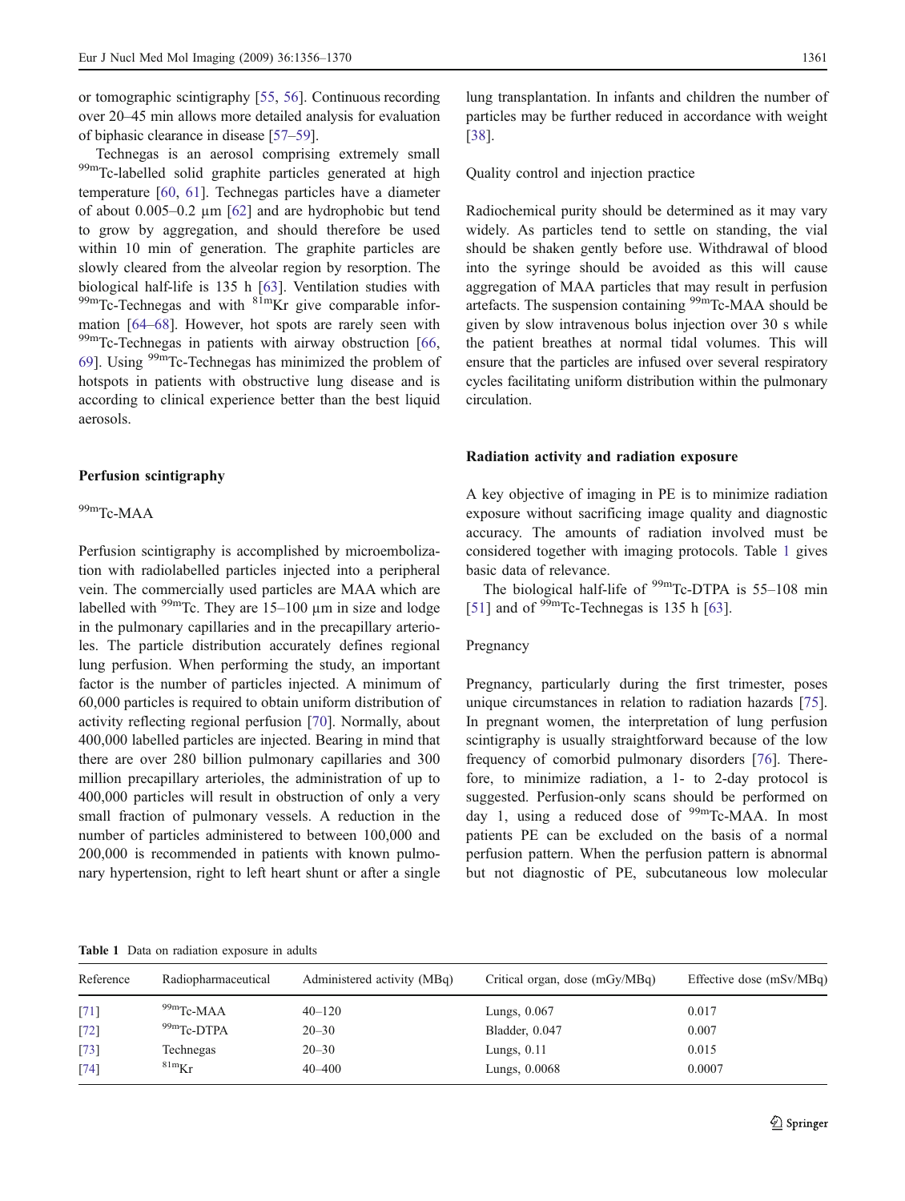or tomographic scintigraphy [55, 56]. Continuous recording over 20–45 min allows more detailed analysis for evaluation of biphasic clearance in disease [57–59].

Technegas is an aerosol comprising extremely small $^{99m}$Tc-labelled solid graphite particles generated at high temperature [60, 61]. Technegas particles have a diameter of about 0.005–0.2 µm [62] and are hydrophobic but tend to grow by aggregation, and should therefore be used within 10 min of generation. The graphite particles are slowly cleared from the alveolar region by resorption. The biological half-life is 135 h [63]. Ventilation studies with $^{99m}$Tc-Technegas and with $^{81m}$Kr give comparable information [64–68]. However, hot spots are rarely seen with $^{99m}$Tc-Technegas in patients with airway obstruction [66, 69]. Using $^{99m}$Tc-Technegas has minimized the problem of hotspots in patients with obstructive lung disease and is according to clinical experience better than the best liquid aerosols.

## Perfusion scintigraphy

### $^{99m}$Tc-MAA

Perfusion scintigraphy is accomplished by microembolization with radiolabelled particles injected into a peripheral vein. The commercially used particles are MAA which are labelled with $^{99m}$Tc. They are 15–100 µm in size and lodge in the pulmonary capillaries and in the precapillary arterioles. The particle distribution accurately defines regional lung perfusion. When performing the study, an important factor is the number of particles injected. A minimum of 60,000 particles is required to obtain uniform distribution of activity reflecting regional perfusion [70]. Normally, about 400,000 labelled particles are injected. Bearing in mind that there are over 280 billion pulmonary capillaries and 300 million precapillary arterioles, the administration of up to 400,000 particles will result in obstruction of only a very small fraction of pulmonary vessels. A reduction in the number of particles administered to between 100,000 and 200,000 is recommended in patients with known pulmonary hypertension, right to left heart shunt or after a single lung transplantation. In infants and children the number of particles may be further reduced in accordance with weight [38].

### Quality control and injection practice

Radiochemical purity should be determined as it may vary widely. As particles tend to settle on standing, the vial should be shaken gently before use. Withdrawal of blood into the syringe should be avoided as this will cause aggregation of MAA particles that may result in perfusion artefacts. The suspension containing $^{99m}$Tc-MAA should be given by slow intravenous bolus injection over 30 s while the patient breathes at normal tidal volumes. This will ensure that the particles are infused over several respiratory cycles facilitating uniform distribution within the pulmonary circulation.

## Radiation activity and radiation exposure

A key objective of imaging in PE is to minimize radiation exposure without sacrificing image quality and diagnostic accuracy. The amounts of radiation involved must be considered together with imaging protocols. Table 1 gives basic data of relevance.

The biological half-life of $^{99m}$Tc-DTPA is 55–108 min [51] and of $^{99m}$Tc-Technegas is 135 h [63].

### Pregnancy

Pregnancy, particularly during the first trimester, poses unique circumstances in relation to radiation hazards [75]. In pregnant women, the interpretation of lung perfusion scintigraphy is usually straightforward because of the low frequency of comorbid pulmonary disorders [76]. Therefore, to minimize radiation, a 1- to 2-day protocol is suggested. Perfusion-only scans should be performed on day 1, using a reduced dose of $^{99m}$Tc-MAA. In most patients PE can be excluded on the basis of a normal perfusion pattern. When the perfusion pattern is abnormal but not diagnostic of PE, subcutaneous low molecular

**Table 1** Data on radiation exposure in adults

| Reference | Radiopharmaceutical | Administered activity (MBq) | Critical organ, dose (mGy/MBq) | Effective dose (mSv/MBq) |
|---|---|---|---|---|
| [71] | $^{99m}$Tc-MAA | 40–120 | Lungs, 0.067 | 0.017 |
| [72] | $^{99m}$Tc-DTPA | 20–30 | Bladder, 0.047 | 0.007 |
| [73] | Technegas | 20–30 | Lungs, 0.11 | 0.015 |
| [74] | $^{81m}$Kr | 40–400 | Lungs, 0.0068 | 0.0007 |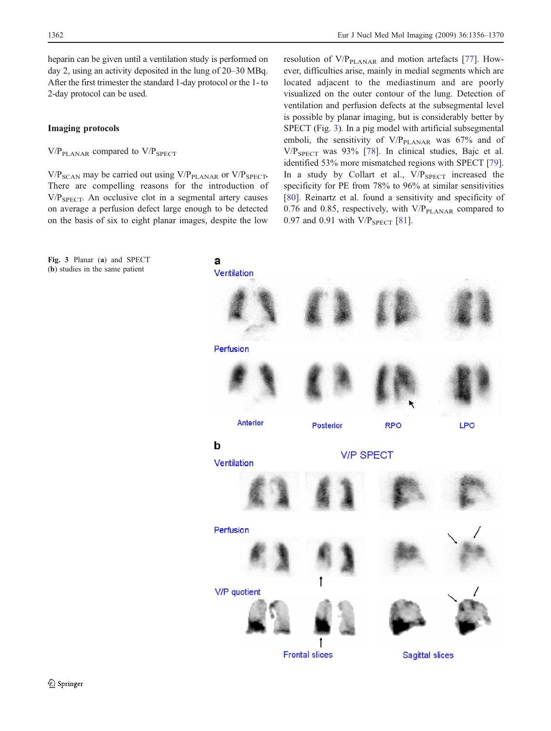heparin can be given until a ventilation study is performed on day 2, using an activity deposited in the lung of 20–30 MBq. After the first trimester the standard 1-day protocol or the 1- to 2-day protocol can be used.

## Imaging protocols

### $V/P_{PLANAR}$ compared to $V/P_{SPECT}$

$V/P_{SCAN}$ may be carried out using $V/P_{PLANAR}$ or $V/P_{SPECT}$. There are compelling reasons for the introduction of $V/P_{SPECT}$. An occlusive clot in a segmental artery causes on average a perfusion defect large enough to be detected on the basis of six to eight planar images, despite the low resolution of $V/P_{PLANAR}$ and motion artefacts [77]. However, difficulties arise, mainly in medial segments which are located adjacent to the mediastinum and are poorly visualized on the outer contour of the lung. Detection of ventilation and perfusion defects at the subsegmental level is possible by planar imaging, but is considerably better by SPECT (Fig. 3). In a pig model with artificial subsegmental emboli, the sensitivity of $V/P_{PLANAR}$ was 67% and of $V/P_{SPECT}$ was 93% [78]. In clinical studies, Bajc et al. identified 53% more mismatched regions with SPECT [79]. In a study by Collart et al., $V/P_{SPECT}$ increased the specificity for PE from 78% to 96% at similar sensitivities [80]. Reinartz et al. found a sensitivity and specificity of 0.76 and 0.85, respectively, with $V/P_{PLANAR}$ compared to 0.97 and 0.91 with $V/P_{SPECT}$ [81].

**Fig. 3** Planar (**a**) and SPECT (**b**) studies in the same patient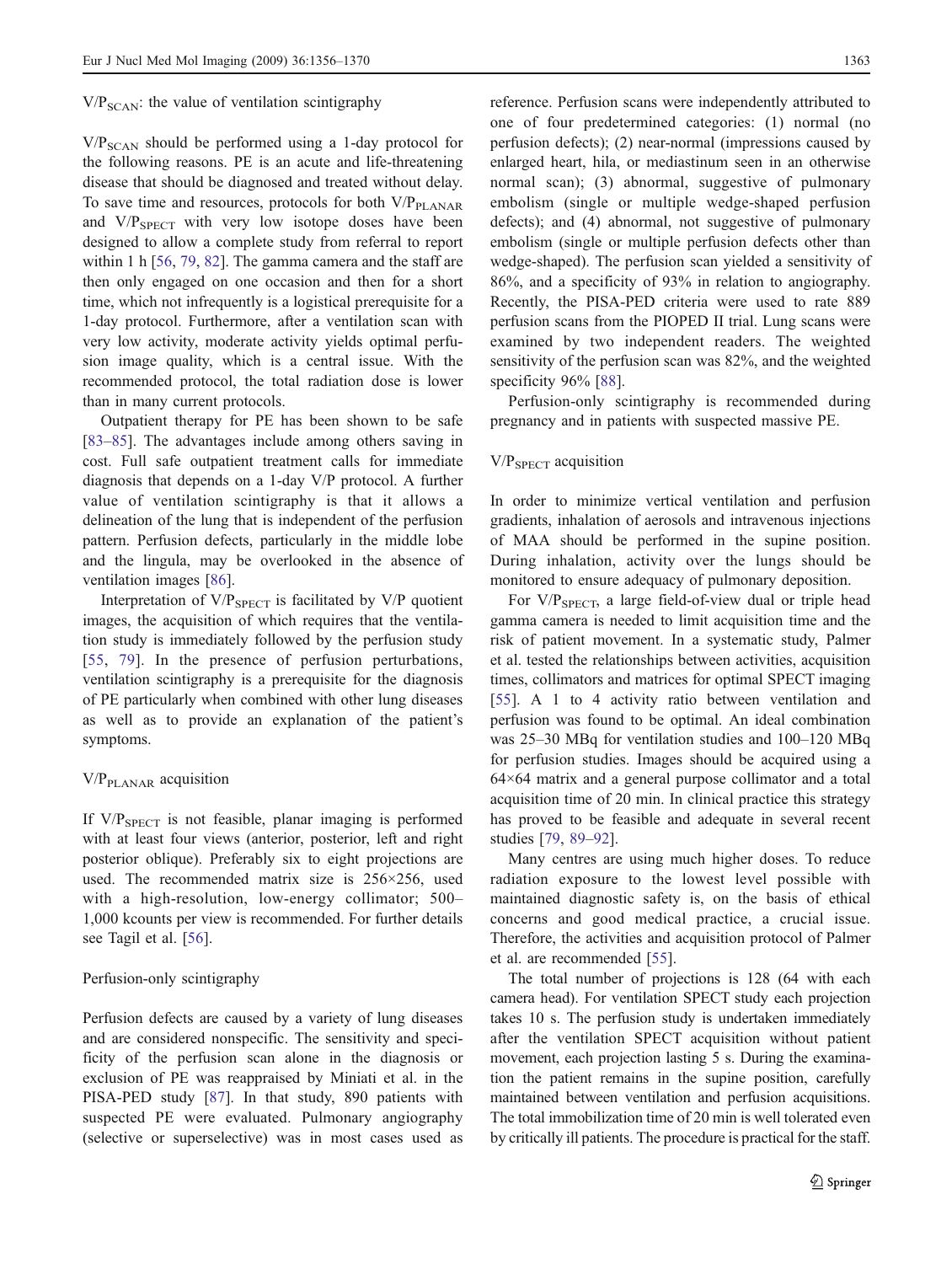### $V/P_{SCAN}$: the value of ventilation scintigraphy

$V/P_{SCAN}$ should be performed using a 1-day protocol for the following reasons. PE is an acute and life-threatening disease that should be diagnosed and treated without delay. To save time and resources, protocols for both $V/P_{PLANAR}$ and $V/P_{SPECT}$ with very low isotope doses have been designed to allow a complete study from referral to report within 1 h [56, 79, 82]. The gamma camera and the staff are then only engaged on one occasion and then for a short time, which not infrequently is a logistical prerequisite for a 1-day protocol. Furthermore, after a ventilation scan with very low activity, moderate activity yields optimal perfusion image quality, which is a central issue. With the recommended protocol, the total radiation dose is lower than in many current protocols.

Outpatient therapy for PE has been shown to be safe [83–85]. The advantages include among others saving in cost. Full safe outpatient treatment calls for immediate diagnosis that depends on a 1-day V/P protocol. A further value of ventilation scintigraphy is that it allows a delineation of the lung that is independent of the perfusion pattern. Perfusion defects, particularly in the middle lobe and the lingula, may be overlooked in the absence of ventilation images [86].

Interpretation of $V/P_{SPECT}$ is facilitated by V/P quotient images, the acquisition of which requires that the ventilation study is immediately followed by the perfusion study [55, 79]. In the presence of perfusion perturbations, ventilation scintigraphy is a prerequisite for the diagnosis of PE particularly when combined with other lung diseases as well as to provide an explanation of the patient's symptoms.

### $V/P_{PLANAR}$ acquisition

If $V/P_{SPECT}$ is not feasible, planar imaging is performed with at least four views (anterior, posterior, left and right posterior oblique). Preferably six to eight projections are used. The recommended matrix size is 256×256, used with a high-resolution, low-energy collimator; 500–1,000 kcounts per view is recommended. For further details see Tagil et al. [56].

### Perfusion-only scintigraphy

Perfusion defects are caused by a variety of lung diseases and are considered nonspecific. The sensitivity and specificity of the perfusion scan alone in the diagnosis or exclusion of PE was reappraised by Miniati et al. in the PISA-PED study [87]. In that study, 890 patients with suspected PE were evaluated. Pulmonary angiography (selective or superselective) was in most cases used as reference. Perfusion scans were independently attributed to one of four predetermined categories: (1) normal (no perfusion defects); (2) near-normal (impressions caused by enlarged heart, hila, or mediastinum seen in an otherwise normal scan); (3) abnormal, suggestive of pulmonary embolism (single or multiple wedge-shaped perfusion defects); and (4) abnormal, not suggestive of pulmonary embolism (single or multiple perfusion defects other than wedge-shaped). The perfusion scan yielded a sensitivity of 86%, and a specificity of 93% in relation to angiography. Recently, the PISA-PED criteria were used to rate 889 perfusion scans from the PIOPED II trial. Lung scans were examined by two independent readers. The weighted sensitivity of the perfusion scan was 82%, and the weighted specificity 96% [88].

Perfusion-only scintigraphy is recommended during pregnancy and in patients with suspected massive PE.

### $V/P_{SPECT}$ acquisition

In order to minimize vertical ventilation and perfusion gradients, inhalation of aerosols and intravenous injections of MAA should be performed in the supine position. During inhalation, activity over the lungs should be monitored to ensure adequacy of pulmonary deposition.

For $V/P_{SPECT}$, a large field-of-view dual or triple head gamma camera is needed to limit acquisition time and the risk of patient movement. In a systematic study, Palmer et al. tested the relationships between activities, acquisition times, collimators and matrices for optimal SPECT imaging [55]. A 1 to 4 activity ratio between ventilation and perfusion was found to be optimal. An ideal combination was 25–30 MBq for ventilation studies and 100–120 MBq for perfusion studies. Images should be acquired using a 64×64 matrix and a general purpose collimator and a total acquisition time of 20 min. In clinical practice this strategy has proved to be feasible and adequate in several recent studies [79, 89–92].

Many centres are using much higher doses. To reduce radiation exposure to the lowest level possible with maintained diagnostic safety is, on the basis of ethical concerns and good medical practice, a crucial issue. Therefore, the activities and acquisition protocol of Palmer et al. are recommended [55].

The total number of projections is 128 (64 with each camera head). For ventilation SPECT study each projection takes 10 s. The perfusion study is undertaken immediately after the ventilation SPECT acquisition without patient movement, each projection lasting 5 s. During the examination the patient remains in the supine position, carefully maintained between ventilation and perfusion acquisitions. The total immobilization time of 20 min is well tolerated even by critically ill patients. The procedure is practical for the staff.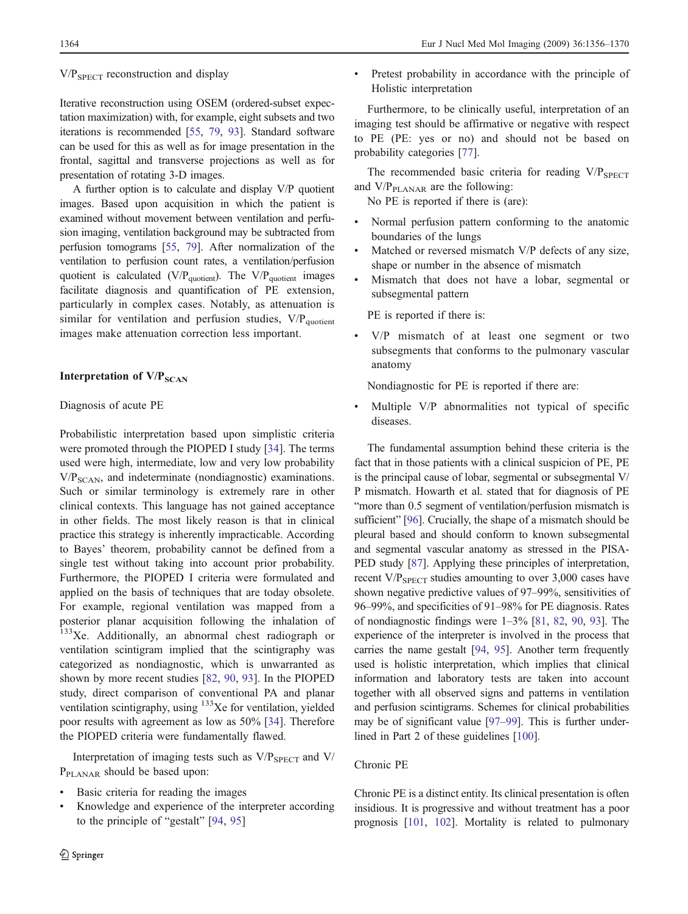$V/P_{SPECT}$ reconstruction and display

Iterative reconstruction using OSEM (ordered-subset expectation maximization) with, for example, eight subsets and two iterations is recommended [55, 79, 93]. Standard software can be used for this as well as for image presentation in the frontal, sagittal and transverse projections as well as for presentation of rotating 3-D images.

A further option is to calculate and display V/P quotient images. Based upon acquisition in which the patient is examined without movement between ventilation and perfusion imaging, ventilation background may be subtracted from perfusion tomograms [55, 79]. After normalization of the ventilation to perfusion count rates, a ventilation/perfusion quotient is calculated ($V/P_{quotient}$). The $V/P_{quotient}$ images facilitate diagnosis and quantification of PE extension, particularly in complex cases. Notably, as attenuation is similar for ventilation and perfusion studies, $V/P_{quotient}$ images make attenuation correction less important.

## Interpretation of $V/P_{SCAN}$

### Diagnosis of acute PE

Probabilistic interpretation based upon simplistic criteria were promoted through the PIOPED I study [34]. The terms used were high, intermediate, low and very low probability $V/P_{SCAN}$, and indeterminate (nondiagnostic) examinations. Such or similar terminology is extremely rare in other clinical contexts. This language has not gained acceptance in other fields. The most likely reason is that in clinical practice this strategy is inherently impracticable. According to Bayes' theorem, probability cannot be defined from a single test without taking into account prior probability. Furthermore, the PIOPED I criteria were formulated and applied on the basis of techniques that are today obsolete. For example, regional ventilation was mapped from a posterior planar acquisition following the inhalation of $^{133}$Xe. Additionally, an abnormal chest radiograph or ventilation scintigram implied that the scintigraphy was categorized as nondiagnostic, which is unwarranted as shown by more recent studies [82, 90, 93]. In the PIOPED study, direct comparison of conventional PA and planar ventilation scintigraphy, using $^{133}$Xe for ventilation, yielded poor results with agreement as low as 50% [34]. Therefore the PIOPED criteria were fundamentally flawed.

Interpretation of imaging tests such as $V/P_{SPECT}$ and $V/P_{PLANAR}$ should be based upon:

- Basic criteria for reading the images
- Knowledge and experience of the interpreter according to the principle of "gestalt" [94, 95]
- Pretest probability in accordance with the principle of Holistic interpretation

Furthermore, to be clinically useful, interpretation of an imaging test should be affirmative or negative with respect to PE (PE: yes or no) and should not be based on probability categories [77].

The recommended basic criteria for reading $V/P_{SPECT}$ and $V/P_{PLANAR}$ are the following:

No PE is reported if there is (are):

- Normal perfusion pattern conforming to the anatomic boundaries of the lungs
- Matched or reversed mismatch V/P defects of any size, shape or number in the absence of mismatch
- Mismatch that does not have a lobar, segmental or subsegmental pattern

PE is reported if there is:

- V/P mismatch of at least one segment or two subsegments that conforms to the pulmonary vascular anatomy

Nondiagnostic for PE is reported if there are:

- Multiple V/P abnormalities not typical of specific diseases.

The fundamental assumption behind these criteria is the fact that in those patients with a clinical suspicion of PE, PE is the principal cause of lobar, segmental or subsegmental V/P mismatch. Howarth et al. stated that for diagnosis of PE "more than 0.5 segment of ventilation/perfusion mismatch is sufficient" [96]. Crucially, the shape of a mismatch should be pleural based and should conform to known subsegmental and segmental vascular anatomy as stressed in the PISA-PED study [87]. Applying these principles of interpretation, recent $V/P_{SPECT}$ studies amounting to over 3,000 cases have shown negative predictive values of 97–99%, sensitivities of 96–99%, and specificities of 91–98% for PE diagnosis. Rates of nondiagnostic findings were 1–3% [81, 82, 90, 93]. The experience of the interpreter is involved in the process that carries the name gestalt [94, 95]. Another term frequently used is holistic interpretation, which implies that clinical information and laboratory tests are taken into account together with all observed signs and patterns in ventilation and perfusion scintigrams. Schemes for clinical probabilities may be of significant value [97–99]. This is further underlined in Part 2 of these guidelines [100].

### Chronic PE

Chronic PE is a distinct entity. Its clinical presentation is often insidious. It is progressive and without treatment has a poor prognosis [101, 102]. Mortality is related to pulmonary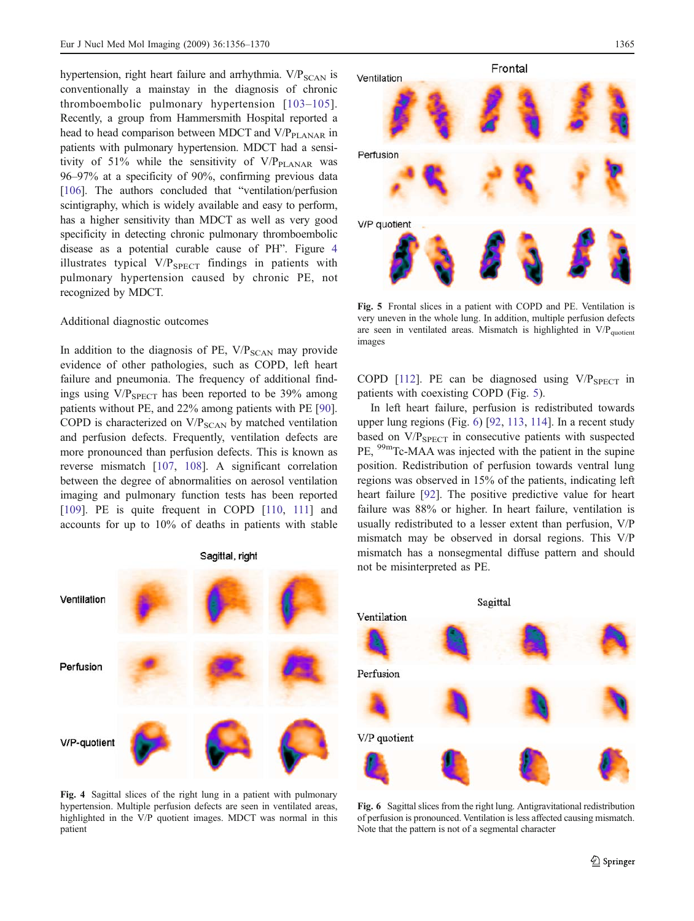hypertension, right heart failure and arrhythmia. $V/P_{SCAN}$ is conventionally a mainstay in the diagnosis of chronic thromboembolic pulmonary hypertension [103–105]. Recently, a group from Hammersmith Hospital reported a head to head comparison between MDCT and $V/P_{PLANAR}$ in patients with pulmonary hypertension. MDCT had a sensitivity of 51% while the sensitivity of $V/P_{PLANAR}$ was 96–97% at a specificity of 90%, confirming previous data [106]. The authors concluded that "ventilation/perfusion scintigraphy, which is widely available and easy to perform, has a higher sensitivity than MDCT as well as very good specificity in detecting chronic pulmonary thromboembolic disease as a potential curable cause of PH". Figure 4 illustrates typical $V/P_{SPECT}$ findings in patients with pulmonary hypertension caused by chronic PE, not recognized by MDCT.

Additional diagnostic outcomes

In addition to the diagnosis of PE, $V/P_{SCAN}$ may provide evidence of other pathologies, such as COPD, left heart failure and pneumonia. The frequency of additional findings using $V/P_{SPECT}$ has been reported to be 39% among patients without PE, and 22% among patients with PE [90]. COPD is characterized on $V/P_{SCAN}$ by matched ventilation and perfusion defects. Frequently, ventilation defects are more pronounced than perfusion defects. This is known as reverse mismatch [107, 108]. A significant correlation between the degree of abnormalities on aerosol ventilation imaging and pulmonary function tests has been reported [109]. PE is quite frequent in COPD [110, 111] and accounts for up to 10% of deaths in patients with stable COPD [112]. PE can be diagnosed using $V/P_{SPECT}$ in patients with coexisting COPD (Fig. 5).

In left heart failure, perfusion is redistributed towards upper lung regions (Fig. 6) [92, 113, 114]. In a recent study based on $V/P_{SPECT}$ in consecutive patients with suspected PE, $^{99m}$Tc-MAA was injected with the patient in the supine position. Redistribution of perfusion towards ventral lung regions was observed in 15% of the patients, indicating left heart failure [92]. The positive predictive value for heart failure was 88% or higher. In heart failure, ventilation is usually redistributed to a lesser extent than perfusion, V/P mismatch may be observed in dorsal regions. This V/P mismatch has a nonsegmental diffuse pattern and should not be misinterpreted as PE.

**Fig. 4** Sagittal slices of the right lung in a patient with pulmonary hypertension. Multiple perfusion defects are seen in ventilated areas, highlighted in the V/P quotient images. MDCT was normal in this patient

**Fig. 5** Frontal slices in a patient with COPD and PE. Ventilation is very uneven in the whole lung. In addition, multiple perfusion defects are seen in ventilated areas. Mismatch is highlighted in $V/P_{quotient}$ images

**Fig. 6** Sagittal slices from the right lung. Antigravitational redistribution of perfusion is pronounced. Ventilation is less affected causing mismatch. Note that the pattern is not of a segmental character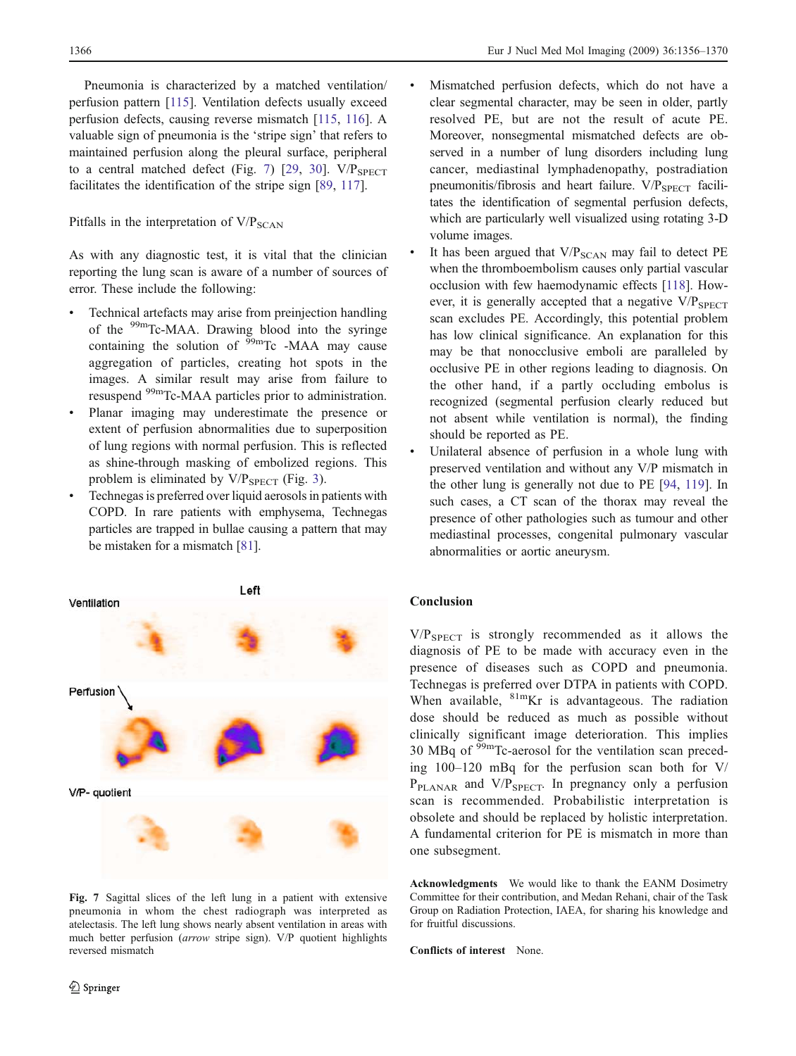Pneumonia is characterized by a matched ventilation/perfusion pattern [115]. Ventilation defects usually exceed perfusion defects, causing reverse mismatch [115, 116]. A valuable sign of pneumonia is the 'stripe sign' that refers to maintained perfusion along the pleural surface, peripheral to a central matched defect (Fig. 7) [29, 30]. $V/P_{SPECT}$ facilitates the identification of the stripe sign [89, 117].

## Pitfalls in the interpretation of $V/P_{SCAN}$

As with any diagnostic test, it is vital that the clinician reporting the lung scan is aware of a number of sources of error. These include the following:

- Technical artefacts may arise from preinjection handling of the $^{99m}$Tc-MAA. Drawing blood into the syringe containing the solution of $^{99m}$Tc -MAA may cause aggregation of particles, creating hot spots in the images. A similar result may arise from failure to resuspend $^{99m}$Tc-MAA particles prior to administration.
- Planar imaging may underestimate the presence or extent of perfusion abnormalities due to superposition of lung regions with normal perfusion. This is reflected as shine-through masking of embolized regions. This problem is eliminated by $V/P_{SPECT}$ (Fig. 3).
- Technegas is preferred over liquid aerosols in patients with COPD. In rare patients with emphysema, Technegas particles are trapped in bullae causing a pattern that may be mistaken for a mismatch [81].
- Mismatched perfusion defects, which do not have a clear segmental character, may be seen in older, partly resolved PE, but are not the result of acute PE. Moreover, nonsegmental mismatched defects are observed in a number of lung disorders including lung cancer, mediastinal lymphadenopathy, postradiation pneumonitis/fibrosis and heart failure. $V/P_{SPECT}$ facilitates the identification of segmental perfusion defects, which are particularly well visualized using rotating 3-D volume images.
- It has been argued that $V/P_{SCAN}$ may fail to detect PE when the thromboembolism causes only partial vascular occlusion with few haemodynamic effects [118]. However, it is generally accepted that a negative $V/P_{SPECT}$ scan excludes PE. Accordingly, this potential problem has low clinical significance. An explanation for this may be that nonocclusive emboli are paralleled by occlusive PE in other regions leading to diagnosis. On the other hand, if a partly occluding embolus is recognized (segmental perfusion clearly reduced but not absent while ventilation is normal), the finding should be reported as PE.
- Unilateral absence of perfusion in a whole lung with preserved ventilation and without any V/P mismatch in the other lung is generally not due to PE [94, 119]. In such cases, a CT scan of the thorax may reveal the presence of other pathologies such as tumour and other mediastinal processes, congenital pulmonary vascular abnormalities or aortic aneurysm.

**Fig. 7** Sagittal slices of the left lung in a patient with extensive pneumonia in whom the chest radiograph was interpreted as atelectasis. The left lung shows nearly absent ventilation in areas with much better perfusion (*arrow* stripe sign). V/P quotient highlights reversed mismatch

## Conclusion

$V/P_{SPECT}$ is strongly recommended as it allows the diagnosis of PE to be made with accuracy even in the presence of diseases such as COPD and pneumonia. Technegas is preferred over DTPA in patients with COPD. When available, $^{81m}$Kr is advantageous. The radiation dose should be reduced as much as possible without clinically significant image deterioration. This implies 30 MBq of $^{99m}$Tc-aerosol for the ventilation scan preceding 100–120 mBq for the perfusion scan both for $V/P_{PLANAR}$ and $V/P_{SPECT}$. In pregnancy only a perfusion scan is recommended. Probabilistic interpretation is obsolete and should be replaced by holistic interpretation. A fundamental criterion for PE is mismatch in more than one subsegment.

**Acknowledgments** We would like to thank the EANM Dosimetry Committee for their contribution, and Medan Rehani, chair of the Task Group on Radiation Protection, IAEA, for sharing his knowledge and for fruitful discussions.

**Conflicts of interest** None.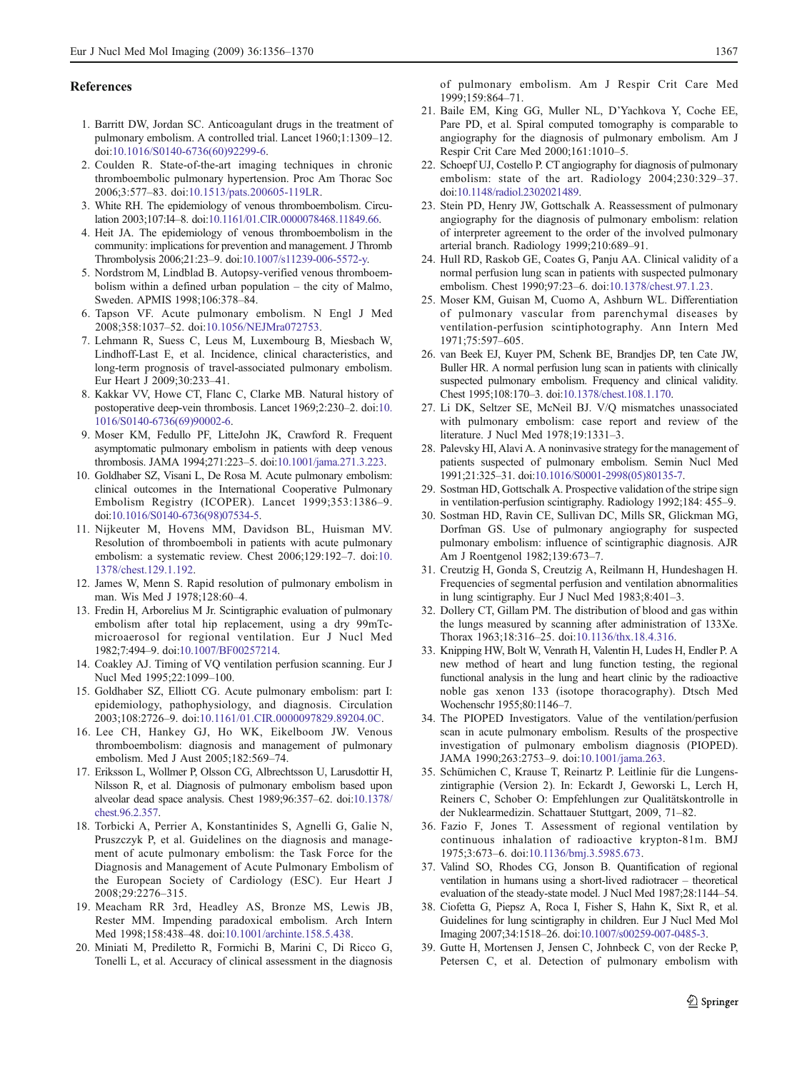## References

1. Barritt DW, Jordan SC. Anticoagulant drugs in the treatment of pulmonary embolism. A controlled trial. Lancet 1960;1:1309–12. doi:10.1016/S0140-6736(60)92299-6.
2. Coulden R. State-of-the-art imaging techniques in chronic thromboembolic pulmonary hypertension. Proc Am Thorac Soc 2006;3:577–83. doi:10.1513/pats.200605-119LR.
3. White RH. The epidemiology of venous thromboembolism. Circulation 2003;107:I4–8. doi:10.1161/01.CIR.0000078468.11849.66.
4. Heit JA. The epidemiology of venous thromboembolism in the community: implications for prevention and management. J Thromb Thrombolysis 2006;21:23–9. doi:10.1007/s11239-006-5572-y.
5. Nordstrom M, Lindblad B. Autopsy-verified venous thromboembolism within a defined urban population – the city of Malmo, Sweden. APMIS 1998;106:378–84.
6. Tapson VF. Acute pulmonary embolism. N Engl J Med 2008;358:1037–52. doi:10.1056/NEJMra072753.
7. Lehmann R, Suess C, Leus M, Luxembourg B, Miesbach W, Lindhoff-Last E, et al. Incidence, clinical characteristics, and long-term prognosis of travel-associated pulmonary embolism. Eur Heart J 2009;30:233–41.
8. Kakkar VV, Howe CT, Flanc C, Clarke MB. Natural history of postoperative deep-vein thrombosis. Lancet 1969;2:230–2. doi:10.1016/S0140-6736(69)90002-6.
9. Moser KM, Fedullo PF, LitteJohn JK, Crawford R. Frequent asymptomatic pulmonary embolism in patients with deep venous thrombosis. JAMA 1994;271:223–5. doi:10.1001/jama.271.3.223.
10. Goldhaber SZ, Visani L, De Rosa M. Acute pulmonary embolism: clinical outcomes in the International Cooperative Pulmonary Embolism Registry (ICOPER). Lancet 1999;353:1386–9. doi:10.1016/S0140-6736(98)07534-5.
11. Nijkeuter M, Hovens MM, Davidson BL, Huisman MV. Resolution of thromboemboli in patients with acute pulmonary embolism: a systematic review. Chest 2006;129:192–7. doi:10.1378/chest.129.1.192.
12. James W, Menn S. Rapid resolution of pulmonary embolism in man. Wis Med J 1978;128:60–4.
13. Fredin H, Arborelius M Jr. Scintigraphic evaluation of pulmonary embolism after total hip replacement, using a dry 99mTc-microaerosol for regional ventilation. Eur J Nucl Med 1982;7:494–9. doi:10.1007/BF00257214.
14. Coakley AJ. Timing of VQ ventilation perfusion scanning. Eur J Nucl Med 1995;22:1099–100.
15. Goldhaber SZ, Elliott CG. Acute pulmonary embolism: part I: epidemiology, pathophysiology, and diagnosis. Circulation 2003;108:2726–9. doi:10.1161/01.CIR.0000097829.89204.0C.
16. Lee CH, Hankey GJ, Ho WK, Eikelboom JW. Venous thromboembolism: diagnosis and management of pulmonary embolism. Med J Aust 2005;182:569–74.
17. Eriksson L, Wollmer P, Olsson CG, Albrechtsson U, Larusdottir H, Nilsson R, et al. Diagnosis of pulmonary embolism based upon alveolar dead space analysis. Chest 1989;96:357–62. doi:10.1378/chest.96.2.357.
18. Torbicki A, Perrier A, Konstantinides S, Agnelli G, Galie N, Pruszczyk P, et al. Guidelines on the diagnosis and management of acute pulmonary embolism: the Task Force for the Diagnosis and Management of Acute Pulmonary Embolism of the European Society of Cardiology (ESC). Eur Heart J 2008;29:2276–315.
19. Meacham RR 3rd, Headley AS, Bronze MS, Lewis JB, Rester MM. Impending paradoxical embolism. Arch Intern Med 1998;158:438–48. doi:10.1001/archinte.158.5.438.
20. Miniati M, Prediletto R, Formichi B, Marini C, Di Ricco G, Tonelli L, et al. Accuracy of clinical assessment in the diagnosis of pulmonary embolism. Am J Respir Crit Care Med 1999;159:864–71.
21. Baile EM, King GG, Muller NL, D'Yachkova Y, Coche EE, Pare PD, et al. Spiral computed tomography is comparable to angiography for the diagnosis of pulmonary embolism. Am J Respir Crit Care Med 2000;161:1010–5.
22. Schoepf UJ, Costello P. CT angiography for diagnosis of pulmonary embolism: state of the art. Radiology 2004;230:329–37. doi:10.1148/radiol.2302021489.
23. Stein PD, Henry JW, Gottschalk A. Reassessment of pulmonary angiography for the diagnosis of pulmonary embolism: relation of interpreter agreement to the order of the involved pulmonary arterial branch. Radiology 1999;210:689–91.
24. Hull RD, Raskob GE, Coates G, Panju AA. Clinical validity of a normal perfusion lung scan in patients with suspected pulmonary embolism. Chest 1990;97:23–6. doi:10.1378/chest.97.1.23.
25. Moser KM, Guisan M, Cuomo A, Ashburn WL. Differentiation of pulmonary vascular from parenchymal diseases by ventilation-perfusion scintiphotography. Ann Intern Med 1971;75:597–605.
26. van Beek EJ, Kuyer PM, Schenk BE, Brandjes DP, ten Cate JW, Buller HR. A normal perfusion lung scan in patients with clinically suspected pulmonary embolism. Frequency and clinical validity. Chest 1995;108:170–3. doi:10.1378/chest.108.1.170.
27. Li DK, Seltzer SE, McNeil BJ. V/Q mismatches unassociated with pulmonary embolism: case report and review of the literature. J Nucl Med 1978;19:1331–3.
28. Palevsky HI, Alavi A. A noninvasive strategy for the management of patients suspected of pulmonary embolism. Semin Nucl Med 1991;21:325–31. doi:10.1016/S0001-2998(05)80135-7.
29. Sostman HD, Gottschalk A. Prospective validation of the stripe sign in ventilation-perfusion scintigraphy. Radiology 1992;184: 455–9.
30. Sostman HD, Ravin CE, Sullivan DC, Mills SR, Glickman MG, Dorfman GS. Use of pulmonary angiography for suspected pulmonary embolism: influence of scintigraphic diagnosis. AJR Am J Roentgenol 1982;139:673–7.
31. Creutzig H, Gonda S, Creutzig A, Reilmann H, Hundeshagen H. Frequencies of segmental perfusion and ventilation abnormalities in lung scintigraphy. Eur J Nucl Med 1983;8:401–3.
32. Dollery CT, Gillam PM. The distribution of blood and gas within the lungs measured by scanning after administration of 133Xe. Thorax 1963;18:316–25. doi:10.1136/thx.18.4.316.
33. Knipping HW, Bolt W, Venrath H, Valentin H, Ludes H, Endler P. A new method of heart and lung function testing, the regional functional analysis in the lung and heart clinic by the radioactive noble gas xenon 133 (isotope thoracography). Dtsch Med Wochenschr 1955;80:1146–7.
34. The PIOPED Investigators. Value of the ventilation/perfusion scan in acute pulmonary embolism. Results of the prospective investigation of pulmonary embolism diagnosis (PIOPED). JAMA 1990;263:2753–9. doi:10.1001/jama.263.
35. Schümichen C, Krause T, Reinartz P. Leitlinie für die Lungenszintigraphie (Version 2). In: Eckardt J, Geworski L, Lerch H, Reiners C, Schober O: Empfehlungen zur Qualitätskontrolle in der Nuklearmedizin. Schattauer Stuttgart, 2009, 71–82.
36. Fazio F, Jones T. Assessment of regional ventilation by continuous inhalation of radioactive krypton-81m. BMJ 1975;3:673–6. doi:10.1136/bmj.3.5985.673.
37. Valind SO, Rhodes CG, Jonson B. Quantification of regional ventilation in humans using a short-lived radiotracer – theoretical evaluation of the steady-state model. J Nucl Med 1987;28:1144–54.
38. Ciofetta G, Piepsz A, Roca I, Fisher S, Hahn K, Sixt R, et al. Guidelines for lung scintigraphy in children. Eur J Nucl Med Mol Imaging 2007;34:1518–26. doi:10.1007/s00259-007-0485-3.
39. Gutte H, Mortensen J, Jensen C, Johnbeck C, von der Recke P, Petersen C, et al. Detection of pulmonary embolism with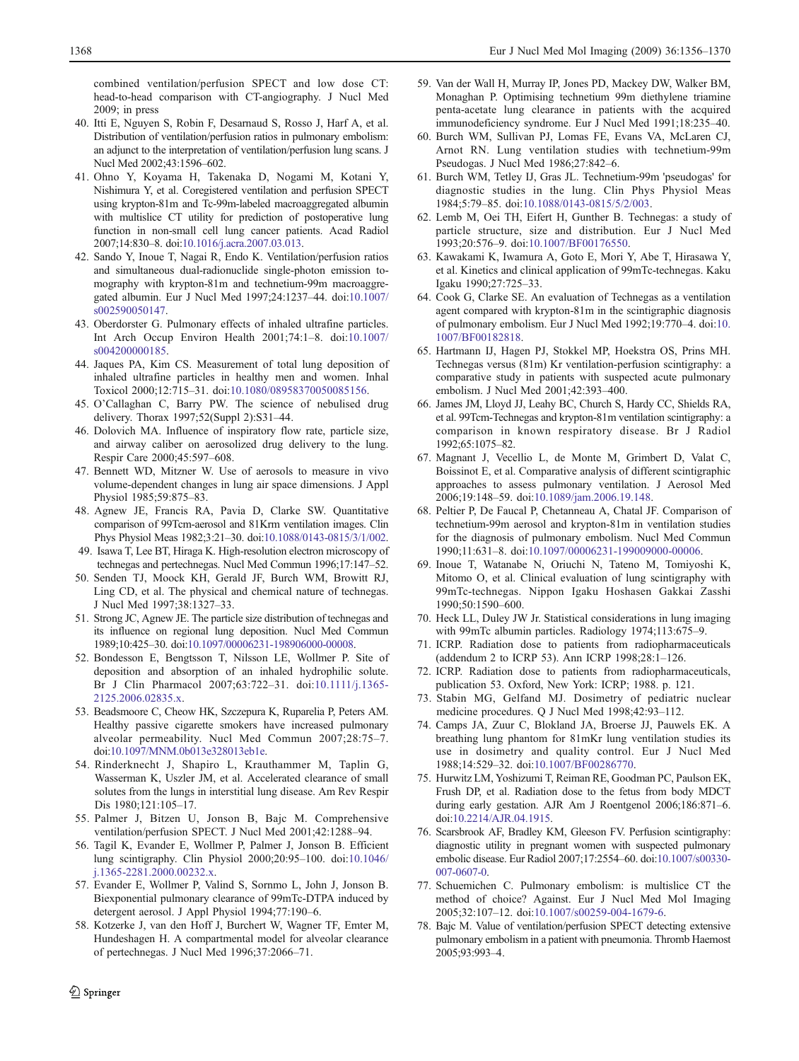combined ventilation/perfusion SPECT and low dose CT: head-to-head comparison with CT-angiography. J Nucl Med 2009; in press

40. Itti E, Nguyen S, Robin F, Desarnaud S, Rosso J, Harf A, et al. Distribution of ventilation/perfusion ratios in pulmonary embolism: an adjunct to the interpretation of ventilation/perfusion lung scans. J Nucl Med 2002;43:1596–602.
41. Ohno Y, Koyama H, Takenaka D, Nogami M, Kotani Y, Nishimura Y, et al. Coregistered ventilation and perfusion SPECT using krypton-81m and Tc-99m-labeled macroaggregated albumin with multislice CT utility for prediction of postoperative lung function in non-small cell lung cancer patients. Acad Radiol 2007;14:830–8. doi:10.1016/j.acra.2007.03.013.
42. Sando Y, Inoue T, Nagai R, Endo K. Ventilation/perfusion ratios and simultaneous dual-radionuclide single-photon emission tomography with krypton-81m and technetium-99m macroaggregated albumin. Eur J Nucl Med 1997;24:1237–44. doi:10.1007/s002590050147.
43. Oberdorster G. Pulmonary effects of inhaled ultrafine particles. Int Arch Occup Environ Health 2001;74:1–8. doi:10.1007/s004200000185.
44. Jaques PA, Kim CS. Measurement of total lung deposition of inhaled ultrafine particles in healthy men and women. Inhal Toxicol 2000;12:715–31. doi:10.1080/08958370050085156.
45. O'Callaghan C, Barry PW. The science of nebulised drug delivery. Thorax 1997;52(Suppl 2):S31–44.
46. Dolovich MA. Influence of inspiratory flow rate, particle size, and airway caliber on aerosolized drug delivery to the lung. Respir Care 2000;45:597–608.
47. Bennett WD, Mitzner W. Use of aerosols to measure in vivo volume-dependent changes in lung air space dimensions. J Appl Physiol 1985;59:875–83.
48. Agnew JE, Francis RA, Pavia D, Clarke SW. Quantitative comparison of 99Tcm-aerosol and 81Krm ventilation images. Clin Phys Physiol Meas 1982;3:21–30. doi:10.1088/0143-0815/3/1/002.
49. Isawa T, Lee BT, Hiraga K. High-resolution electron microscopy of technegas and pertechnegas. Nucl Med Commun 1996;17:147–52.
50. Senden TJ, Moock KH, Gerald JF, Burch WM, Browitt RJ, Ling CD, et al. The physical and chemical nature of technegas. J Nucl Med 1997;38:1327–33.
51. Strong JC, Agnew JE. The particle size distribution of technegas and its influence on regional lung deposition. Nucl Med Commun 1989;10:425–30. doi:10.1097/00006231-198906000-00008.
52. Bondesson E, Bengtsson T, Nilsson LE, Wollmer P. Site of deposition and absorption of an inhaled hydrophilic solute. Br J Clin Pharmacol 2007;63:722–31. doi:10.1111/j.1365-2125.2006.02835.x.
53. Beadsmoore C, Cheow HK, Szczepura K, Ruparelia P, Peters AM. Healthy passive cigarette smokers have increased pulmonary alveolar permeability. Nucl Med Commun 2007;28:75–7. doi:10.1097/MNM.0b013e328013eb1e.
54. Rinderknecht J, Shapiro L, Krauthammer M, Taplin G, Wasserman K, Uszler JM, et al. Accelerated clearance of small solutes from the lungs in interstitial lung disease. Am Rev Respir Dis 1980;121:105–17.
55. Palmer J, Bitzen U, Jonson B, Bajc M. Comprehensive ventilation/perfusion SPECT. J Nucl Med 2001;42:1288–94.
56. Tagil K, Evander E, Wollmer P, Palmer J, Jonson B. Efficient lung scintigraphy. Clin Physiol 2000;20:95–100. doi:10.1046/j.1365-2281.2000.00232.x.
57. Evander E, Wollmer P, Valind S, Sornmo L, John J, Jonson B. Biexponential pulmonary clearance of 99mTc-DTPA induced by detergent aerosol. J Appl Physiol 1994;77:190–6.
58. Kotzerke J, van den Hoff J, Burchert W, Wagner TF, Emter M, Hundeshagen H. A compartmental model for alveolar clearance of pertechnegas. J Nucl Med 1996;37:2066–71.
59. Van der Wall H, Murray IP, Jones PD, Mackey DW, Walker BM, Monaghan P. Optimising technetium 99m diethylene triamine penta-acetate lung clearance in patients with the acquired immunodeficiency syndrome. Eur J Nucl Med 1991;18:235–40.
60. Burch WM, Sullivan PJ, Lomas FE, Evans VA, McLaren CJ, Arnot RN. Lung ventilation studies with technetium-99m Pseudogas. J Nucl Med 1986;27:842–6.
61. Burch WM, Tetley IJ, Gras JL. Technetium-99m 'pseudogas' for diagnostic studies in the lung. Clin Phys Physiol Meas 1984;5:79–85. doi:10.1088/0143-0815/5/2/003.
62. Lemb M, Oei TH, Eifert H, Gunther B. Technegas: a study of particle structure, size and distribution. Eur J Nucl Med 1993;20:576–9. doi:10.1007/BF00176550.
63. Kawakami K, Iwamura A, Goto E, Mori Y, Abe T, Hirasawa Y, et al. Kinetics and clinical application of 99mTc-technegas. Kaku Igaku 1990;27:725–33.
64. Cook G, Clarke SE. An evaluation of Technegas as a ventilation agent compared with krypton-81m in the scintigraphic diagnosis of pulmonary embolism. Eur J Nucl Med 1992;19:770–4. doi:10.1007/BF00182818.
65. Hartmann IJ, Hagen PJ, Stokkel MP, Hoekstra OS, Prins MH. Technegas versus (81m) Kr ventilation-perfusion scintigraphy: a comparative study in patients with suspected acute pulmonary embolism. J Nucl Med 2001;42:393–400.
66. James JM, Lloyd JJ, Leahy BC, Church S, Hardy CC, Shields RA, et al. 99Tcm-Technegas and krypton-81m ventilation scintigraphy: a comparison in known respiratory disease. Br J Radiol 1992;65:1075–82.
67. Magnant J, Vecellio L, de Monte M, Grimbert D, Valat C, Boissinot E, et al. Comparative analysis of different scintigraphic approaches to assess pulmonary ventilation. J Aerosol Med 2006;19:148–59. doi:10.1089/jam.2006.19.148.
68. Peltier P, De Faucal P, Chetanneau A, Chatal JF. Comparison of technetium-99m aerosol and krypton-81m in ventilation studies for the diagnosis of pulmonary embolism. Nucl Med Commun 1990;11:631–8. doi:10.1097/00006231-199009000-00006.
69. Inoue T, Watanabe N, Oriuchi N, Tateno M, Tomiyoshi K, Mitomo O, et al. Clinical evaluation of lung scintigraphy with 99mTc-technegas. Nippon Igaku Hoshasen Gakkai Zasshi 1990;50:1590–600.
70. Heck LL, Duley JW Jr. Statistical considerations in lung imaging with 99mTc albumin particles. Radiology 1974;113:675–9.
71. ICRP. Radiation dose to patients from radiopharmaceuticals (addendum 2 to ICRP 53). Ann ICRP 1998;28:1–126.
72. ICRP. Radiation dose to patients from radiopharmaceuticals, publication 53. Oxford, New York: ICRP; 1988. p. 121.
73. Stabin MG, Gelfand MJ. Dosimetry of pediatric nuclear medicine procedures. Q J Nucl Med 1998;42:93–112.
74. Camps JA, Zuur C, Blokland JA, Broerse JJ, Pauwels EK. A breathing lung phantom for 81mKr lung ventilation studies its use in dosimetry and quality control. Eur J Nucl Med 1988;14:529–32. doi:10.1007/BF00286770.
75. Hurwitz LM, Yoshizumi T, Reiman RE, Goodman PC, Paulson EK, Frush DP, et al. Radiation dose to the fetus from body MDCT during early gestation. AJR Am J Roentgenol 2006;186:871–6. doi:10.2214/AJR.04.1915.
76. Scarsbrook AF, Bradley KM, Gleeson FV. Perfusion scintigraphy: diagnostic utility in pregnant women with suspected pulmonary embolic disease. Eur Radiol 2007;17:2554–60. doi:10.1007/s00330-007-0607-0.
77. Schuemichen C. Pulmonary embolism: is multislice CT the method of choice? Against. Eur J Nucl Med Mol Imaging 2005;32:107–12. doi:10.1007/s00259-004-1679-6.
78. Bajc M. Value of ventilation/perfusion SPECT detecting extensive pulmonary embolism in a patient with pneumonia. Thromb Haemost 2005;93:993–4.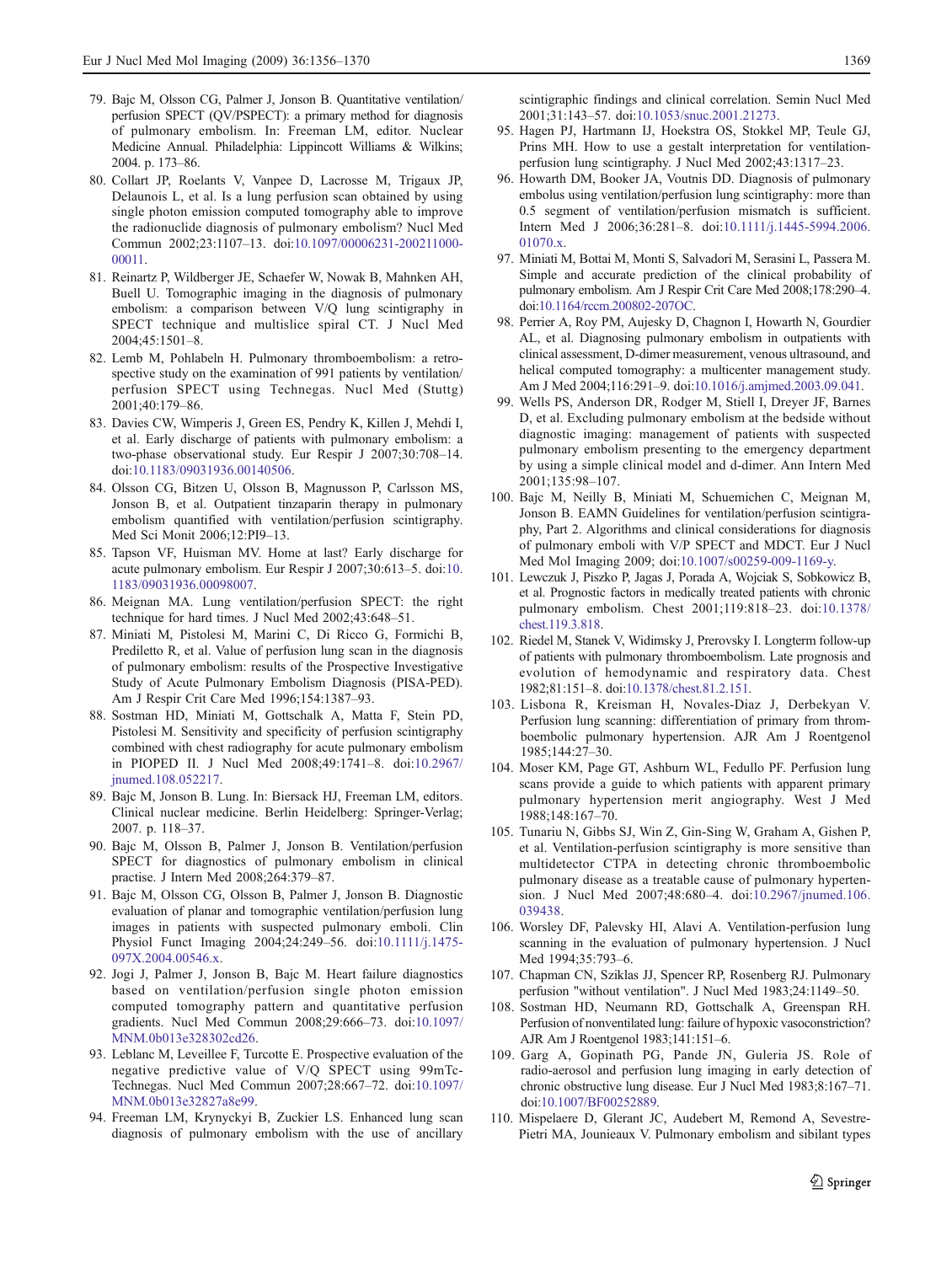79. Bajc M, Olsson CG, Palmer J, Jonson B. Quantitative ventilation/perfusion SPECT (QV/PSPECT): a primary method for diagnosis of pulmonary embolism. In: Freeman LM, editor. Nuclear Medicine Annual. Philadelphia: Lippincott Williams & Wilkins; 2004. p. 173–86.
80. Collart JP, Roelants V, Vanpee D, Lacrosse M, Trigaux JP, Delaunois L, et al. Is a lung perfusion scan obtained by using single photon emission computed tomography able to improve the radionuclide diagnosis of pulmonary embolism? Nucl Med Commun 2002;23:1107–13. doi:10.1097/00006231-200211000-00011.
81. Reinartz P, Wildberger JE, Schaefer W, Nowak B, Mahnken AH, Buell U. Tomographic imaging in the diagnosis of pulmonary embolism: a comparison between V/Q lung scintigraphy in SPECT technique and multislice spiral CT. J Nucl Med 2004;45:1501–8.
82. Lemb M, Pohlabeln H. Pulmonary thromboembolism: a retrospective study on the examination of 991 patients by ventilation/perfusion SPECT using Technegas. Nucl Med (Stuttg) 2001;40:179–86.
83. Davies CW, Wimperis J, Green ES, Pendry K, Killen J, Mehdi I, et al. Early discharge of patients with pulmonary embolism: a two-phase observational study. Eur Respir J 2007;30:708–14. doi:10.1183/09031936.00140506.
84. Olsson CG, Bitzen U, Olsson B, Magnusson P, Carlsson MS, Jonson B, et al. Outpatient tinzaparin therapy in pulmonary embolism quantified with ventilation/perfusion scintigraphy. Med Sci Monit 2006;12:PI9–13.
85. Tapson VF, Huisman MV. Home at last? Early discharge for acute pulmonary embolism. Eur Respir J 2007;30:613–5. doi:10.1183/09031936.00098007.
86. Meignan MA. Lung ventilation/perfusion SPECT: the right technique for hard times. J Nucl Med 2002;43:648–51.
87. Miniati M, Pistolesi M, Marini C, Di Ricco G, Formichi B, Prediletto R, et al. Value of perfusion lung scan in the diagnosis of pulmonary embolism: results of the Prospective Investigative Study of Acute Pulmonary Embolism Diagnosis (PISA-PED). Am J Respir Crit Care Med 1996;154:1387–93.
88. Sostman HD, Miniati M, Gottschalk A, Matta F, Stein PD, Pistolesi M. Sensitivity and specificity of perfusion scintigraphy combined with chest radiography for acute pulmonary embolism in PIOPED II. J Nucl Med 2008;49:1741–8. doi:10.2967/jnumed.108.052217.
89. Bajc M, Jonson B. Lung. In: Biersack HJ, Freeman LM, editors. Clinical nuclear medicine. Berlin Heidelberg: Springer-Verlag; 2007. p. 118–37.
90. Bajc M, Olsson B, Palmer J, Jonson B. Ventilation/perfusion SPECT for diagnostics of pulmonary embolism in clinical practise. J Intern Med 2008;264:379–87.
91. Bajc M, Olsson CG, Olsson B, Palmer J, Jonson B. Diagnostic evaluation of planar and tomographic ventilation/perfusion lung images in patients with suspected pulmonary emboli. Clin Physiol Funct Imaging 2004;24:249–56. doi:10.1111/j.1475-097X.2004.00546.x.
92. Jogi J, Palmer J, Jonson B, Bajc M. Heart failure diagnostics based on ventilation/perfusion single photon emission computed tomography pattern and quantitative perfusion gradients. Nucl Med Commun 2008;29:666–73. doi:10.1097/MNM.0b013e328302cd26.
93. Leblanc M, Leveillee F, Turcotte E. Prospective evaluation of the negative predictive value of V/Q SPECT using 99mTc-Technegas. Nucl Med Commun 2007;28:667–72. doi:10.1097/MNM.0b013e32827a8e99.
94. Freeman LM, Krynyckyi B, Zuckier LS. Enhanced lung scan diagnosis of pulmonary embolism with the use of ancillary scintigraphic findings and clinical correlation. Semin Nucl Med 2001;31:143–57. doi:10.1053/snuc.2001.21273.
95. Hagen PJ, Hartmann IJ, Hoekstra OS, Stokkel MP, Teule GJ, Prins MH. How to use a gestalt interpretation for ventilation-perfusion lung scintigraphy. J Nucl Med 2002;43:1317–23.
96. Howarth DM, Booker JA, Voutnis DD. Diagnosis of pulmonary embolus using ventilation/perfusion lung scintigraphy: more than 0.5 segment of ventilation/perfusion mismatch is sufficient. Intern Med J 2006;36:281–8. doi:10.1111/j.1445-5994.2006.01070.x.
97. Miniati M, Bottai M, Monti S, Salvadori M, Serasini L, Passera M. Simple and accurate prediction of the clinical probability of pulmonary embolism. Am J Respir Crit Care Med 2008;178:290–4. doi:10.1164/rccm.200802-207OC.
98. Perrier A, Roy PM, Aujesky D, Chagnon I, Howarth N, Gourdier AL, et al. Diagnosing pulmonary embolism in outpatients with clinical assessment, D-dimer measurement, venous ultrasound, and helical computed tomography: a multicenter management study. Am J Med 2004;116:291–9. doi:10.1016/j.amjmed.2003.09.041.
99. Wells PS, Anderson DR, Rodger M, Stiell I, Dreyer JF, Barnes D, et al. Excluding pulmonary embolism at the bedside without diagnostic imaging: management of patients with suspected pulmonary embolism presenting to the emergency department by using a simple clinical model and d-dimer. Ann Intern Med 2001;135:98–107.
100. Bajc M, Neilly B, Miniati M, Schuemichen C, Meignan M, Jonson B. EAMN Guidelines for ventilation/perfusion scintigraphy, Part 2. Algorithms and clinical considerations for diagnosis of pulmonary emboli with V/P SPECT and MDCT. Eur J Nucl Med Mol Imaging 2009; doi:10.1007/s00259-009-1169-y.
101. Lewczuk J, Piszko P, Jagas J, Porada A, Wojciak S, Sobkowicz B, et al. Prognostic factors in medically treated patients with chronic pulmonary embolism. Chest 2001;119:818–23. doi:10.1378/chest.119.3.818.
102. Riedel M, Stanek V, Widimsky J, Prerovsky I. Longterm follow-up of patients with pulmonary thromboembolism. Late prognosis and evolution of hemodynamic and respiratory data. Chest 1982;81:151–8. doi:10.1378/chest.81.2.151.
103. Lisbona R, Kreisman H, Novales-Diaz J, Derbekyan V. Perfusion lung scanning: differentiation of primary from thromboembolic pulmonary hypertension. AJR Am J Roentgenol 1985;144:27–30.
104. Moser KM, Page GT, Ashburn WL, Fedullo PF. Perfusion lung scans provide a guide to which patients with apparent primary pulmonary hypertension merit angiography. West J Med 1988;148:167–70.
105. Tunariu N, Gibbs SJ, Win Z, Gin-Sing W, Graham A, Gishen P, et al. Ventilation-perfusion scintigraphy is more sensitive than multidetector CTPA in detecting chronic thromboembolic pulmonary disease as a treatable cause of pulmonary hypertension. J Nucl Med 2007;48:680–4. doi:10.2967/jnumed.106.039438.
106. Worsley DF, Palevsky HI, Alavi A. Ventilation-perfusion lung scanning in the evaluation of pulmonary hypertension. J Nucl Med 1994;35:793–6.
107. Chapman CN, Sziklas JJ, Spencer RP, Rosenberg RJ. Pulmonary perfusion "without ventilation". J Nucl Med 1983;24:1149–50.
108. Sostman HD, Neumann RD, Gottschalk A, Greenspan RH. Perfusion of nonventilated lung: failure of hypoxic vasoconstriction? AJR Am J Roentgenol 1983;141:151–6.
109. Garg A, Gopinath PG, Pande JN, Guleria JS. Role of radio-aerosol and perfusion lung imaging in early detection of chronic obstructive lung disease. Eur J Nucl Med 1983;8:167–71. doi:10.1007/BF00252889.
110. Mispelaere D, Glerant JC, Audebert M, Remond A, Sevestre-Pietri MA, Jounieaux V. Pulmonary embolism and sibilant types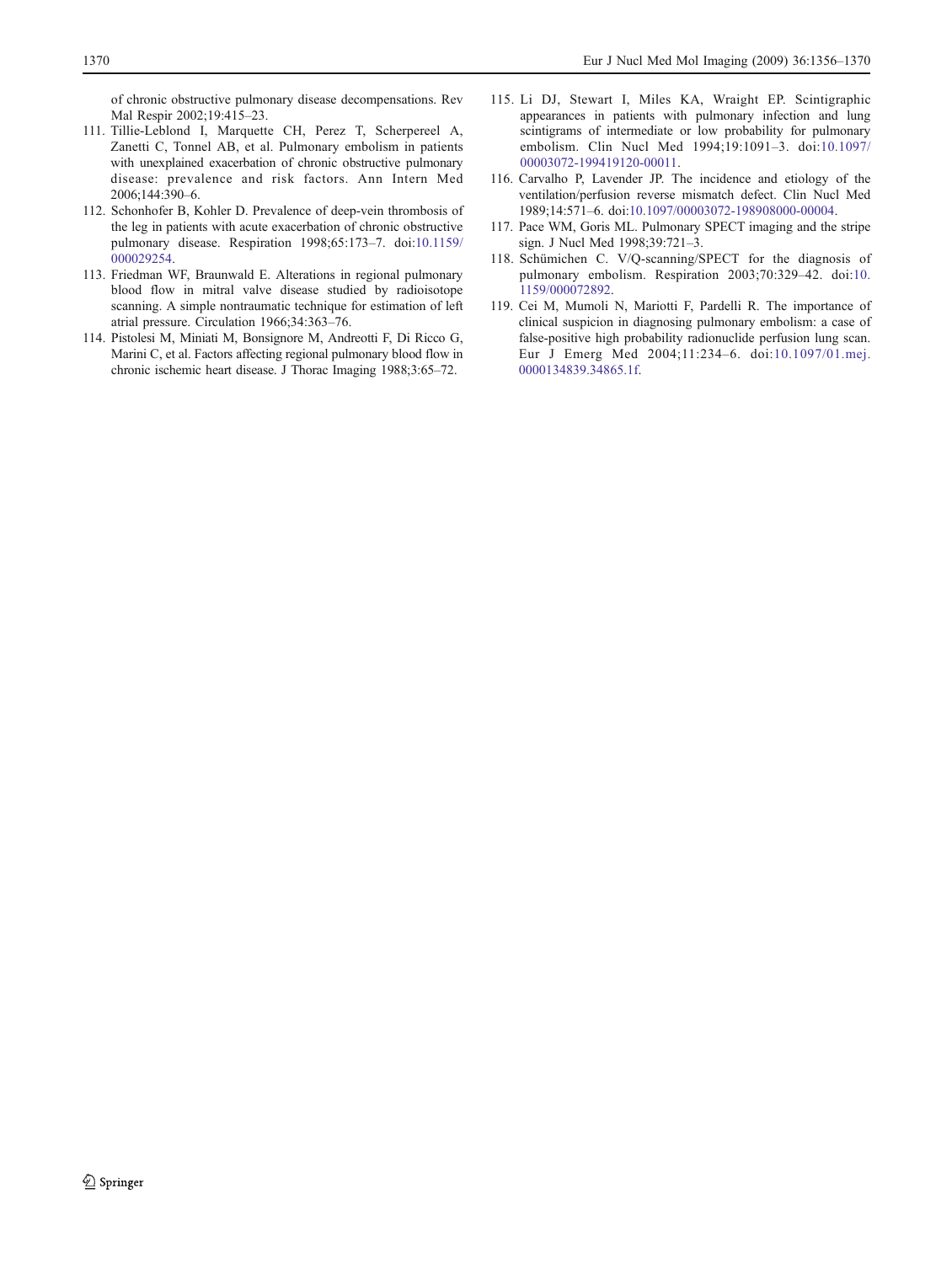of chronic obstructive pulmonary disease decompensations. Rev Mal Respir 2002;19:415–23.

111. Tillie-Leblond I, Marquette CH, Perez T, Scherpereel A, Zanetti C, Tonnel AB, et al. Pulmonary embolism in patients with unexplained exacerbation of chronic obstructive pulmonary disease: prevalence and risk factors. Ann Intern Med 2006;144:390–6.
112. Schonhofer B, Kohler D. Prevalence of deep-vein thrombosis of the leg in patients with acute exacerbation of chronic obstructive pulmonary disease. Respiration 1998;65:173–7. doi:10.1159/000029254.
113. Friedman WF, Braunwald E. Alterations in regional pulmonary blood flow in mitral valve disease studied by radioisotope scanning. A simple nontraumatic technique for estimation of left atrial pressure. Circulation 1966;34:363–76.
114. Pistolesi M, Miniati M, Bonsignore M, Andreotti F, Di Ricco G, Marini C, et al. Factors affecting regional pulmonary blood flow in chronic ischemic heart disease. J Thorac Imaging 1988;3:65–72.
115. Li DJ, Stewart I, Miles KA, Wraight EP. Scintigraphic appearances in patients with pulmonary infection and lung scintigrams of intermediate or low probability for pulmonary embolism. Clin Nucl Med 1994;19:1091–3. doi:10.1097/00003072-199419120-00011.
116. Carvalho P, Lavender JP. The incidence and etiology of the ventilation/perfusion reverse mismatch defect. Clin Nucl Med 1989;14:571–6. doi:10.1097/00003072-198908000-00004.
117. Pace WM, Goris ML. Pulmonary SPECT imaging and the stripe sign. J Nucl Med 1998;39:721–3.
118. Schümichen C. V/Q-scanning/SPECT for the diagnosis of pulmonary embolism. Respiration 2003;70:329–42. doi:10.1159/000072892.
119. Cei M, Mumoli N, Mariotti F, Pardelli R. The importance of clinical suspicion in diagnosing pulmonary embolism: a case of false-positive high probability radionuclide perfusion lung scan. Eur J Emerg Med 2004;11:234–6. doi:10.1097/01.mej.0000134839.34865.1f.